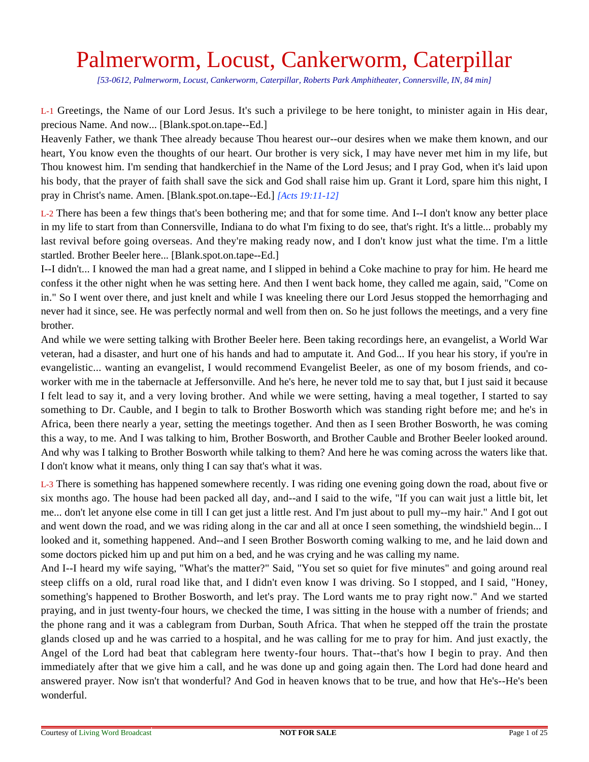# Palmerworm, Locust, Cankerworm, Caterpillar

*[53-0612, Palmerworm, Locust, Cankerworm, Caterpillar, Roberts Park Amphitheater, Connersville, IN, 84 min]*

L-1 Greetings, the Name of our Lord Jesus. It's such a privilege to be here tonight, to minister again in His dear, precious Name. And now... [Blank.spot.on.tape--Ed.]

Heavenly Father, we thank Thee already because Thou hearest our--our desires when we make them known, and our heart, You know even the thoughts of our heart. Our brother is very sick, I may have never met him in my life, but Thou knowest him. I'm sending that handkerchief in the Name of the Lord Jesus; and I pray God, when it's laid upon his body, that the prayer of faith shall save the sick and God shall raise him up. Grant it Lord, spare him this night, I pray in Christ's name. Amen. [Blank.spot.on.tape--Ed.] *[Acts 19:11-12]*

L-2 There has been a few things that's been bothering me; and that for some time. And I--I don't know any better place in my life to start from than Connersville, Indiana to do what I'm fixing to do see, that's right. It's a little... probably my last revival before going overseas. And they're making ready now, and I don't know just what the time. I'm a little startled. Brother Beeler here... [Blank.spot.on.tape--Ed.]

I--I didn't... I knowed the man had a great name, and I slipped in behind a Coke machine to pray for him. He heard me confess it the other night when he was setting here. And then I went back home, they called me again, said, "Come on in." So I went over there, and just knelt and while I was kneeling there our Lord Jesus stopped the hemorrhaging and never had it since, see. He was perfectly normal and well from then on. So he just follows the meetings, and a very fine brother.

And while we were setting talking with Brother Beeler here. Been taking recordings here, an evangelist, a World War veteran, had a disaster, and hurt one of his hands and had to amputate it. And God... If you hear his story, if you're in evangelistic... wanting an evangelist, I would recommend Evangelist Beeler, as one of my bosom friends, and co-worker with me in the tabernacle at Jeffersonville. And he's here, he never told me to say that, but I just said it because I felt lead to say it, and a very loving brother. And while we were setting, having a meal together, I started to say something to Dr. Cauble, and I begin to talk to Brother Bosworth which was standing right before me; and he's in Africa, been there nearly a year, setting the meetings together. And then as I seen Brother Bosworth, he was coming this a way, to me. And I was talking to him, Brother Bosworth, and Brother Cauble and Brother Beeler looked around. And why was I talking to Brother Bosworth while talking to them? And here he was coming across the waters like that. I don't know what it means, only thing I can say that's what it was.

L-3 There is something has happened somewhere recently. I was riding one evening going down the road, about five or six months ago. The house had been packed all day, and--and I said to the wife, "If you can wait just a little bit, let me... don't let anyone else come in till I can get just a little rest. And I'm just about to pull my--my hair." And I got out and went down the road, and we was riding along in the car and all at once I seen something, the windshield begin... I looked and it, something happened. And--and I seen Brother Bosworth coming walking to me, and he laid down and some doctors picked him up and put him on a bed, and he was crying and he was calling my name.

And I--I heard my wife saying, "What's the matter?" Said, "You set so quiet for five minutes" and going around real steep cliffs on a old, rural road like that, and I didn't even know I was driving. So I stopped, and I said, "Honey, something's happened to Brother Bosworth, and let's pray. The Lord wants me to pray right now." And we started praying, and in just twenty-four hours, we checked the time, I was sitting in the house with a number of friends; and the phone rang and it was a cablegram from Durban, South Africa. That when he stepped off the train the prostate glands closed up and he was carried to a hospital, and he was calling for me to pray for him. And just exactly, the Angel of the Lord had beat that cablegram here twenty-four hours. That--that's how I begin to pray. And then immediately after that we give him a call, and he was done up and going again then. The Lord had done heard and answered prayer. Now isn't that wonderful? And God in heaven knows that to be true, and how that He's--He's been wonderful.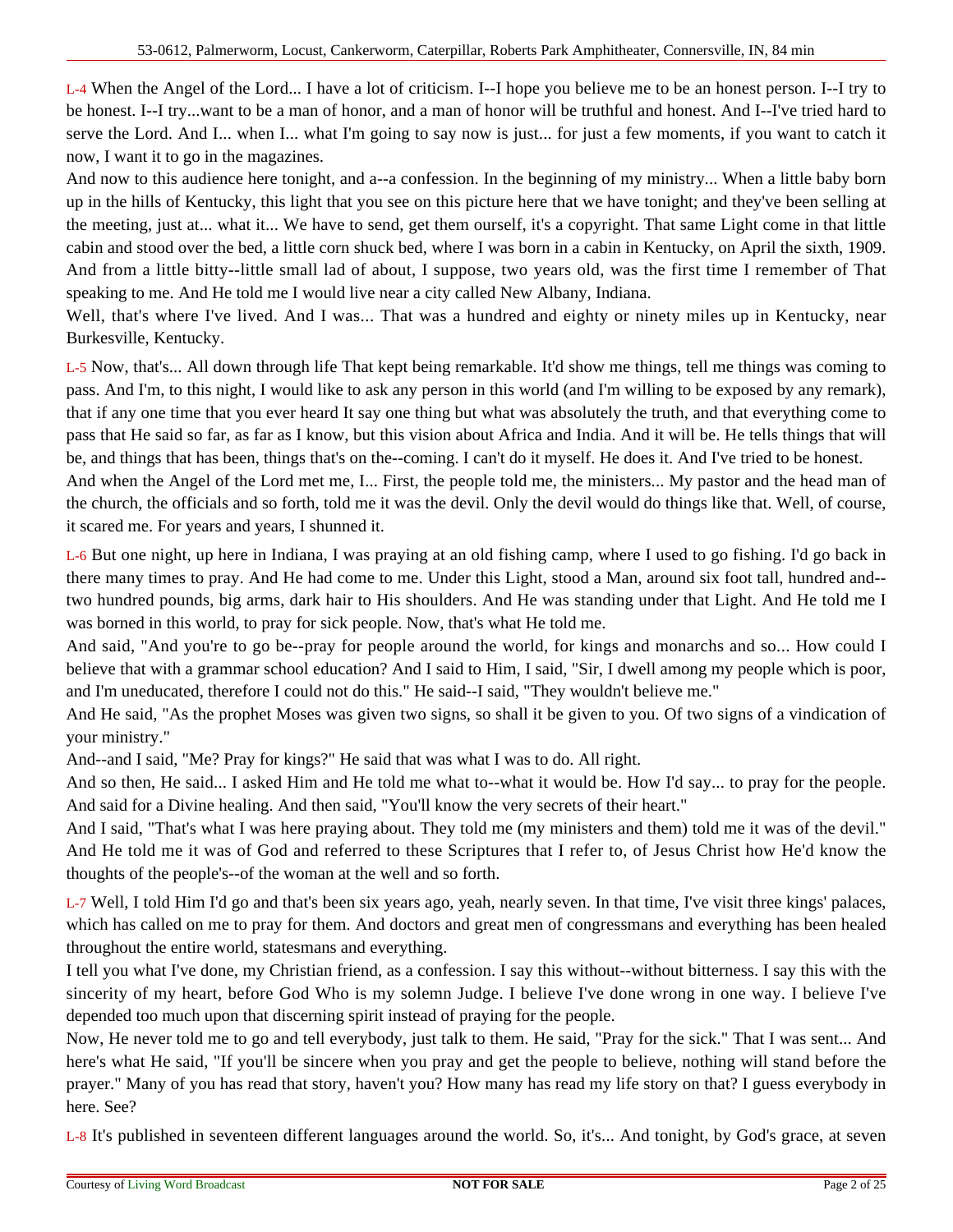L-4 When the Angel of the Lord... I have a lot of criticism. I--I hope you believe me to be an honest person. I--I try to be honest. I--I try...want to be a man of honor, and a man of honor will be truthful and honest. And I--I've tried hard to serve the Lord. And I... when I... what I'm going to say now is just... for just a few moments, if you want to catch it now, I want it to go in the magazines.

And now to this audience here tonight, and a--a confession. In the beginning of my ministry... When a little baby born up in the hills of Kentucky, this light that you see on this picture here that we have tonight; and they've been selling at the meeting, just at... what it... We have to send, get them ourself, it's a copyright. That same Light come in that little cabin and stood over the bed, a little corn shuck bed, where I was born in a cabin in Kentucky, on April the sixth, 1909. And from a little bitty--little small lad of about, I suppose, two years old, was the first time I remember of That speaking to me. And He told me I would live near a city called New Albany, Indiana.

Well, that's where I've lived. And I was... That was a hundred and eighty or ninety miles up in Kentucky, near Burkesville, Kentucky.

L-5 Now, that's... All down through life That kept being remarkable. It'd show me things, tell me things was coming to pass. And I'm, to this night, I would like to ask any person in this world (and I'm willing to be exposed by any remark), that if any one time that you ever heard It say one thing but what was absolutely the truth, and that everything come to pass that He said so far, as far as I know, but this vision about Africa and India. And it will be. He tells things that will be, and things that has been, things that's on the--coming. I can't do it myself. He does it. And I've tried to be honest.

And when the Angel of the Lord met me, I... First, the people told me, the ministers... My pastor and the head man of the church, the officials and so forth, told me it was the devil. Only the devil would do things like that. Well, of course, it scared me. For years and years, I shunned it.

L-6 But one night, up here in Indiana, I was praying at an old fishing camp, where I used to go fishing. I'd go back in there many times to pray. And He had come to me. Under this Light, stood a Man, around six foot tall, hundred and--two hundred pounds, big arms, dark hair to His shoulders. And He was standing under that Light. And He told me I was borned in this world, to pray for sick people. Now, that's what He told me.

And said, "And you're to go be--pray for people around the world, for kings and monarchs and so... How could I believe that with a grammar school education? And I said to Him, I said, "Sir, I dwell among my people which is poor, and I'm uneducated, therefore I could not do this." He said--I said, "They wouldn't believe me."

And He said, "As the prophet Moses was given two signs, so shall it be given to you. Of two signs of a vindication of your ministry."

And--and I said, "Me? Pray for kings?" He said that was what I was to do. All right.

And so then, He said... I asked Him and He told me what to--what it would be. How I'd say... to pray for the people. And said for a Divine healing. And then said, "You'll know the very secrets of their heart."

And I said, "That's what I was here praying about. They told me (my ministers and them) told me it was of the devil." And He told me it was of God and referred to these Scriptures that I refer to, of Jesus Christ how He'd know the thoughts of the people's--of the woman at the well and so forth.

L-7 Well, I told Him I'd go and that's been six years ago, yeah, nearly seven. In that time, I've visit three kings' palaces, which has called on me to pray for them. And doctors and great men of congressmans and everything has been healed throughout the entire world, statesmans and everything.

I tell you what I've done, my Christian friend, as a confession. I say this without--without bitterness. I say this with the sincerity of my heart, before God Who is my solemn Judge. I believe I've done wrong in one way. I believe I've depended too much upon that discerning spirit instead of praying for the people.

Now, He never told me to go and tell everybody, just talk to them. He said, "Pray for the sick." That I was sent... And here's what He said, "If you'll be sincere when you pray and get the people to believe, nothing will stand before the prayer." Many of you has read that story, haven't you? How many has read my life story on that? I guess everybody in here. See?

L-8 It's published in seventeen different languages around the world. So, it's... And tonight, by God's grace, at seven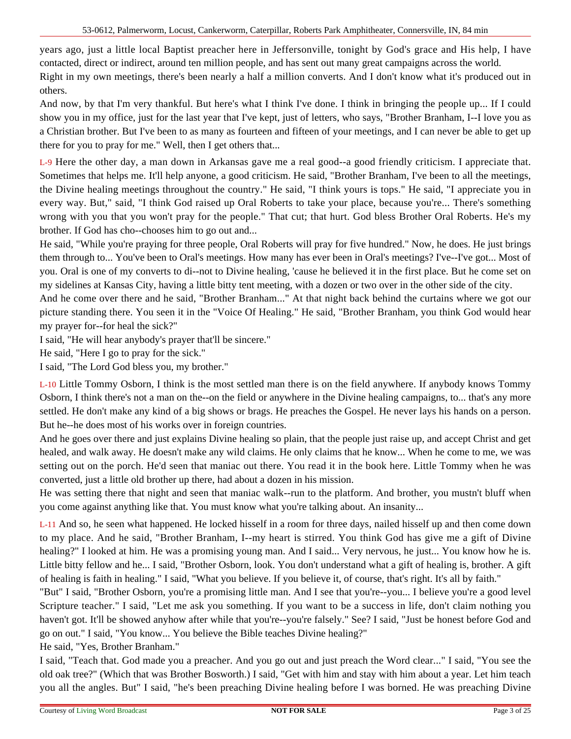years ago, just a little local Baptist preacher here in Jeffersonville, tonight by God's grace and His help, I have contacted, direct or indirect, around ten million people, and has sent out many great campaigns across the world.

Right in my own meetings, there's been nearly a half a million converts. And I don't know what it's produced out in others.

And now, by that I'm very thankful. But here's what I think I've done. I think in bringing the people up... If I could show you in my office, just for the last year that I've kept, just of letters, who says, "Brother Branham, I--I love you as a Christian brother. But I've been to as many as fourteen and fifteen of your meetings, and I can never be able to get up there for you to pray for me." Well, then I get others that...

L-9 Here the other day, a man down in Arkansas gave me a real good--a good friendly criticism. I appreciate that. Sometimes that helps me. It'll help anyone, a good criticism. He said, "Brother Branham, I've been to all the meetings, the Divine healing meetings throughout the country." He said, "I think yours is tops." He said, "I appreciate you in every way. But," said, "I think God raised up Oral Roberts to take your place, because you're... There's something wrong with you that you won't pray for the people." That cut; that hurt. God bless Brother Oral Roberts. He's my brother. If God has cho--chooses him to go out and...

He said, "While you're praying for three people, Oral Roberts will pray for five hundred." Now, he does. He just brings them through to... You've been to Oral's meetings. How many has ever been in Oral's meetings? I've--I've got... Most of you. Oral is one of my converts to di--not to Divine healing, 'cause he believed it in the first place. But he come set on my sidelines at Kansas City, having a little bitty tent meeting, with a dozen or two over in the other side of the city.

And he come over there and he said, "Brother Branham..." At that night back behind the curtains where we got our picture standing there. You seen it in the "Voice Of Healing." He said, "Brother Branham, you think God would hear my prayer for--for heal the sick?"

I said, "He will hear anybody's prayer that'll be sincere."

He said, "Here I go to pray for the sick."

I said, "The Lord God bless you, my brother."

L-10 Little Tommy Osborn, I think is the most settled man there is on the field anywhere. If anybody knows Tommy Osborn, I think there's not a man on the--on the field or anywhere in the Divine healing campaigns, to... that's any more settled. He don't make any kind of a big shows or brags. He preaches the Gospel. He never lays his hands on a person. But he--he does most of his works over in foreign countries.

And he goes over there and just explains Divine healing so plain, that the people just raise up, and accept Christ and get healed, and walk away. He doesn't make any wild claims. He only claims that he know... When he come to me, we was setting out on the porch. He'd seen that maniac out there. You read it in the book here. Little Tommy when he was converted, just a little old brother up there, had about a dozen in his mission.

He was setting there that night and seen that maniac walk--run to the platform. And brother, you mustn't bluff when you come against anything like that. You must know what you're talking about. An insanity...

L-11 And so, he seen what happened. He locked hisself in a room for three days, nailed hisself up and then come down to my place. And he said, "Brother Branham, I--my heart is stirred. You think God has give me a gift of Divine healing?" I looked at him. He was a promising young man. And I said... Very nervous, he just... You know how he is. Little bitty fellow and he... I said, "Brother Osborn, look. You don't understand what a gift of healing is, brother. A gift of healing is faith in healing." I said, "What you believe. If you believe it, of course, that's right. It's all by faith."

"But" I said, "Brother Osborn, you're a promising little man. And I see that you're--you... I believe you're a good level Scripture teacher." I said, "Let me ask you something. If you want to be a success in life, don't claim nothing you haven't got. It'll be showed anyhow after while that you're--you're falsely." See? I said, "Just be honest before God and go on out." I said, "You know... You believe the Bible teaches Divine healing?"

He said, "Yes, Brother Branham."

I said, "Teach that. God made you a preacher. And you go out and just preach the Word clear..." I said, "You see the old oak tree?" (Which that was Brother Bosworth.) I said, "Get with him and stay with him about a year. Let him teach you all the angles. But" I said, "he's been preaching Divine healing before I was borned. He was preaching Divine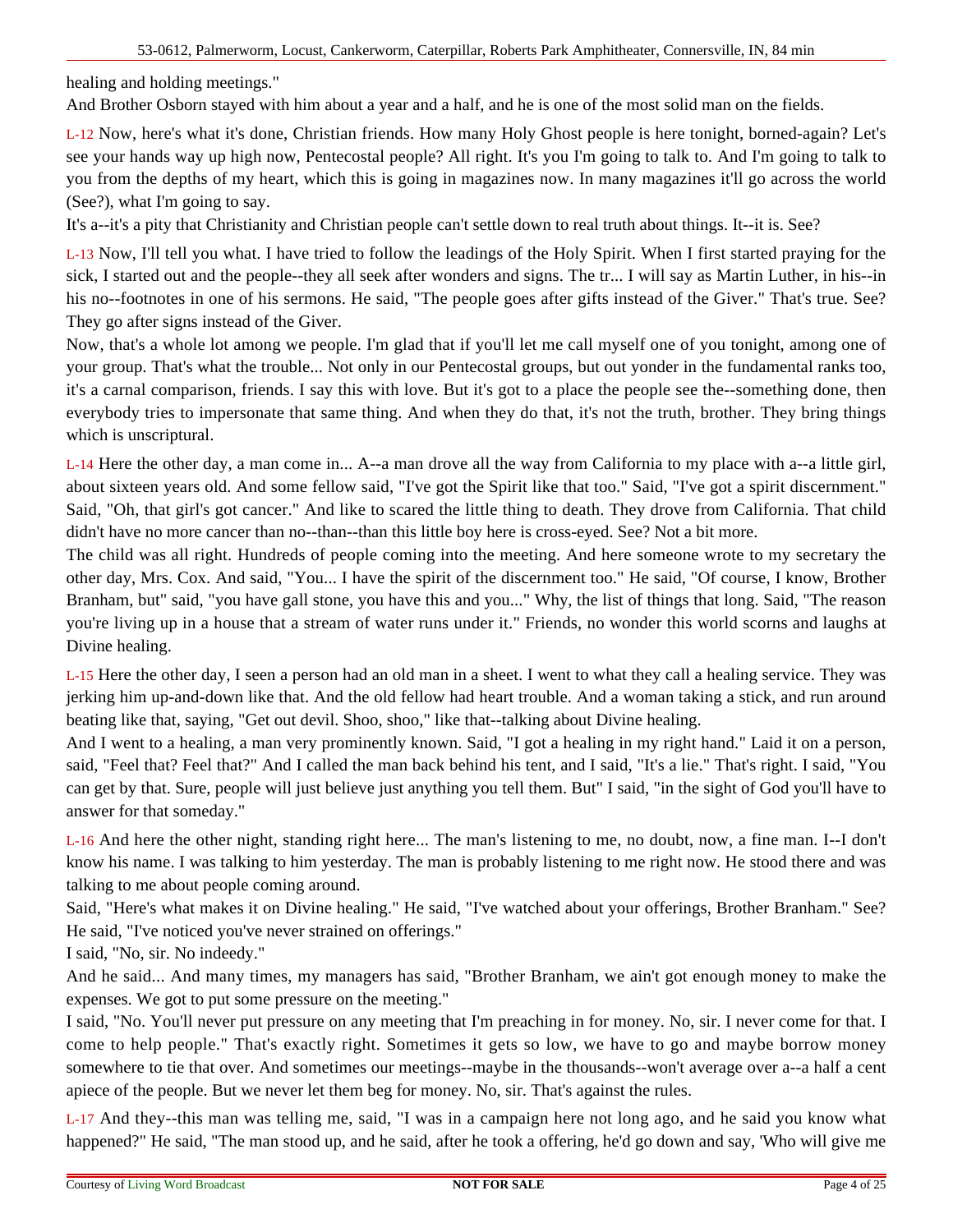healing and holding meetings."

And Brother Osborn stayed with him about a year and a half, and he is one of the most solid man on the fields.

L-12 Now, here's what it's done, Christian friends. How many Holy Ghost people is here tonight, borned-again? Let's see your hands way up high now, Pentecostal people? All right. It's you I'm going to talk to. And I'm going to talk to you from the depths of my heart, which this is going in magazines now. In many magazines it'll go across the world (See?), what I'm going to say.

It's a--it's a pity that Christianity and Christian people can't settle down to real truth about things. It--it is. See?

L-13 Now, I'll tell you what. I have tried to follow the leadings of the Holy Spirit. When I first started praying for the sick, I started out and the people--they all seek after wonders and signs. The tr... I will say as Martin Luther, in his--in his no--footnotes in one of his sermons. He said, "The people goes after gifts instead of the Giver." That's true. See? They go after signs instead of the Giver.

Now, that's a whole lot among we people. I'm glad that if you'll let me call myself one of you tonight, among one of your group. That's what the trouble... Not only in our Pentecostal groups, but out yonder in the fundamental ranks too, it's a carnal comparison, friends. I say this with love. But it's got to a place the people see the--something done, then everybody tries to impersonate that same thing. And when they do that, it's not the truth, brother. They bring things which is unscriptural.

L-14 Here the other day, a man come in... A--a man drove all the way from California to my place with a--a little girl, about sixteen years old. And some fellow said, "I've got the Spirit like that too." Said, "I've got a spirit discernment." Said, "Oh, that girl's got cancer." And like to scared the little thing to death. They drove from California. That child didn't have no more cancer than no--than--than this little boy here is cross-eyed. See? Not a bit more.

The child was all right. Hundreds of people coming into the meeting. And here someone wrote to my secretary the other day, Mrs. Cox. And said, "You... I have the spirit of the discernment too." He said, "Of course, I know, Brother Branham, but" said, "you have gall stone, you have this and you..." Why, the list of things that long. Said, "The reason you're living up in a house that a stream of water runs under it." Friends, no wonder this world scorns and laughs at Divine healing.

L-15 Here the other day, I seen a person had an old man in a sheet. I went to what they call a healing service. They was jerking him up-and-down like that. And the old fellow had heart trouble. And a woman taking a stick, and run around beating like that, saying, "Get out devil. Shoo, shoo," like that--talking about Divine healing.

And I went to a healing, a man very prominently known. Said, "I got a healing in my right hand." Laid it on a person, said, "Feel that? Feel that?" And I called the man back behind his tent, and I said, "It's a lie." That's right. I said, "You can get by that. Sure, people will just believe just anything you tell them. But" I said, "in the sight of God you'll have to answer for that someday."

L-16 And here the other night, standing right here... The man's listening to me, no doubt, now, a fine man. I--I don't know his name. I was talking to him yesterday. The man is probably listening to me right now. He stood there and was talking to me about people coming around.

Said, "Here's what makes it on Divine healing." He said, "I've watched about your offerings, Brother Branham." See? He said, "I've noticed you've never strained on offerings."

I said, "No, sir. No indeedy."

And he said... And many times, my managers has said, "Brother Branham, we ain't got enough money to make the expenses. We got to put some pressure on the meeting."

I said, "No. You'll never put pressure on any meeting that I'm preaching in for money. No, sir. I never come for that. I come to help people." That's exactly right. Sometimes it gets so low, we have to go and maybe borrow money somewhere to tie that over. And sometimes our meetings--maybe in the thousands--won't average over a--a half a cent apiece of the people. But we never let them beg for money. No, sir. That's against the rules.

L-17 And they--this man was telling me, said, "I was in a campaign here not long ago, and he said you know what happened?" He said, "The man stood up, and he said, after he took a offering, he'd go down and say, 'Who will give me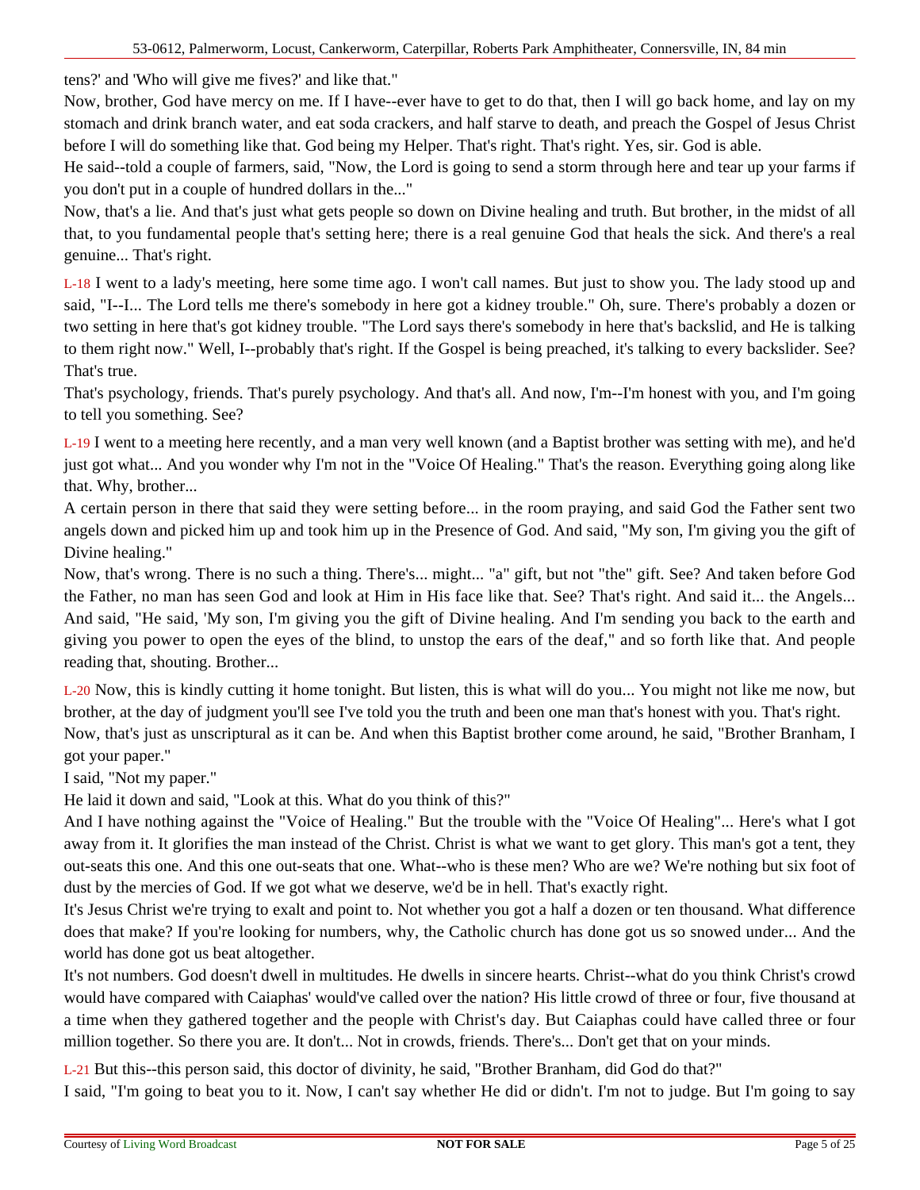tens?' and 'Who will give me fives?' and like that."

Now, brother, God have mercy on me. If I have--ever have to get to do that, then I will go back home, and lay on my stomach and drink branch water, and eat soda crackers, and half starve to death, and preach the Gospel of Jesus Christ before I will do something like that. God being my Helper. That's right. That's right. Yes, sir. God is able.

He said--told a couple of farmers, said, "Now, the Lord is going to send a storm through here and tear up your farms if you don't put in a couple of hundred dollars in the..."

Now, that's a lie. And that's just what gets people so down on Divine healing and truth. But brother, in the midst of all that, to you fundamental people that's setting here; there is a real genuine God that heals the sick. And there's a real genuine... That's right.

L-18 I went to a lady's meeting, here some time ago. I won't call names. But just to show you. The lady stood up and said, "I--I... The Lord tells me there's somebody in here got a kidney trouble." Oh, sure. There's probably a dozen or two setting in here that's got kidney trouble. "The Lord says there's somebody in here that's backslid, and He is talking to them right now." Well, I--probably that's right. If the Gospel is being preached, it's talking to every backslider. See? That's true.

That's psychology, friends. That's purely psychology. And that's all. And now, I'm--I'm honest with you, and I'm going to tell you something. See?

L-19 I went to a meeting here recently, and a man very well known (and a Baptist brother was setting with me), and he'd just got what... And you wonder why I'm not in the "Voice Of Healing." That's the reason. Everything going along like that. Why, brother...

A certain person in there that said they were setting before... in the room praying, and said God the Father sent two angels down and picked him up and took him up in the Presence of God. And said, "My son, I'm giving you the gift of Divine healing."

Now, that's wrong. There is no such a thing. There's... might... "a" gift, but not "the" gift. See? And taken before God the Father, no man has seen God and look at Him in His face like that. See? That's right. And said it... the Angels... And said, "He said, 'My son, I'm giving you the gift of Divine healing. And I'm sending you back to the earth and giving you power to open the eyes of the blind, to unstop the ears of the deaf," and so forth like that. And people reading that, shouting. Brother...

L-20 Now, this is kindly cutting it home tonight. But listen, this is what will do you... You might not like me now, but brother, at the day of judgment you'll see I've told you the truth and been one man that's honest with you. That's right.

Now, that's just as unscriptural as it can be. And when this Baptist brother come around, he said, "Brother Branham, I got your paper."

I said, "Not my paper."

He laid it down and said, "Look at this. What do you think of this?"

And I have nothing against the "Voice of Healing." But the trouble with the "Voice Of Healing"... Here's what I got away from it. It glorifies the man instead of the Christ. Christ is what we want to get glory. This man's got a tent, they out-seats this one. And this one out-seats that one. What--who is these men? Who are we? We're nothing but six foot of dust by the mercies of God. If we got what we deserve, we'd be in hell. That's exactly right.

It's Jesus Christ we're trying to exalt and point to. Not whether you got a half a dozen or ten thousand. What difference does that make? If you're looking for numbers, why, the Catholic church has done got us so snowed under... And the world has done got us beat altogether.

It's not numbers. God doesn't dwell in multitudes. He dwells in sincere hearts. Christ--what do you think Christ's crowd would have compared with Caiaphas' would've called over the nation? His little crowd of three or four, five thousand at a time when they gathered together and the people with Christ's day. But Caiaphas could have called three or four million together. So there you are. It don't... Not in crowds, friends. There's... Don't get that on your minds.

L-21 But this--this person said, this doctor of divinity, he said, "Brother Branham, did God do that?"

I said, "I'm going to beat you to it. Now, I can't say whether He did or didn't. I'm not to judge. But I'm going to say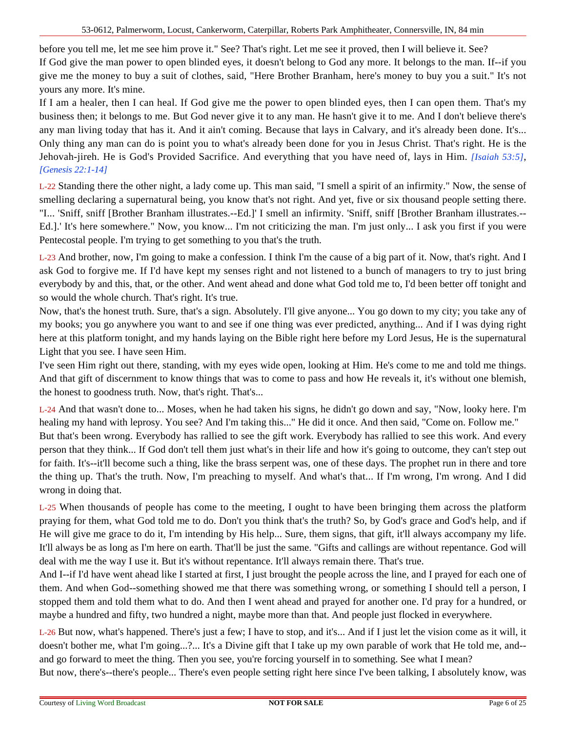before you tell me, let me see him prove it." See? That's right. Let me see it proved, then I will believe it. See?
If God give the man power to open blinded eyes, it doesn't belong to God any more. It belongs to the man. If--if you give me the money to buy a suit of clothes, said, "Here Brother Branham, here's money to buy you a suit." It's not yours any more. It's mine.

If I am a healer, then I can heal. If God give me the power to open blinded eyes, then I can open them. That's my business then; it belongs to me. But God never give it to any man. He hasn't give it to me. And I don't believe there's any man living today that has it. And it ain't coming. Because that lays in Calvary, and it's already been done. It's... Only thing any man can do is point you to what's already been done for you in Jesus Christ. That's right. He is the Jehovah-jireh. He is God's Provided Sacrifice. And everything that you have need of, lays in Him. *[Isaiah 53:5]*, *[Genesis 22:1-14]*

L-22 Standing there the other night, a lady come up. This man said, "I smell a spirit of an infirmity." Now, the sense of smelling declaring a supernatural being, you know that's not right. And yet, five or six thousand people setting there. "I... 'Sniff, sniff [Brother Branham illustrates.--Ed.]' I smell an infirmity. 'Sniff, sniff [Brother Branham illustrates.--Ed.].' It's here somewhere." Now, you know... I'm not criticizing the man. I'm just only... I ask you first if you were Pentecostal people. I'm trying to get something to you that's the truth.

L-23 And brother, now, I'm going to make a confession. I think I'm the cause of a big part of it. Now, that's right. And I ask God to forgive me. If I'd have kept my senses right and not listened to a bunch of managers to try to just bring everybody by and this, that, or the other. And went ahead and done what God told me to, I'd been better off tonight and so would the whole church. That's right. It's true.

Now, that's the honest truth. Sure, that's a sign. Absolutely. I'll give anyone... You go down to my city; you take any of my books; you go anywhere you want to and see if one thing was ever predicted, anything... And if I was dying right here at this platform tonight, and my hands laying on the Bible right here before my Lord Jesus, He is the supernatural Light that you see. I have seen Him.

I've seen Him right out there, standing, with my eyes wide open, looking at Him. He's come to me and told me things. And that gift of discernment to know things that was to come to pass and how He reveals it, it's without one blemish, the honest to goodness truth. Now, that's right. That's...

L-24 And that wasn't done to... Moses, when he had taken his signs, he didn't go down and say, "Now, looky here. I'm healing my hand with leprosy. You see? And I'm taking this..." He did it once. And then said, "Come on. Follow me."
But that's been wrong. Everybody has rallied to see the gift work. Everybody has rallied to see this work. And every person that they think... If God don't tell them just what's in their life and how it's going to outcome, they can't step out for faith. It's--it'll become such a thing, like the brass serpent was, one of these days. The prophet run in there and tore the thing up. That's the truth. Now, I'm preaching to myself. And what's that... If I'm wrong, I'm wrong. And I did wrong in doing that.

L-25 When thousands of people has come to the meeting, I ought to have been bringing them across the platform praying for them, what God told me to do. Don't you think that's the truth? So, by God's grace and God's help, and if He will give me grace to do it, I'm intending by His help... Sure, them signs, that gift, it'll always accompany my life. It'll always be as long as I'm here on earth. That'll be just the same. "Gifts and callings are without repentance. God will deal with me the way I use it. But it's without repentance. It'll always remain there. That's true.

And I--if I'd have went ahead like I started at first, I just brought the people across the line, and I prayed for each one of them. And when God--something showed me that there was something wrong, or something I should tell a person, I stopped them and told them what to do. And then I went ahead and prayed for another one. I'd pray for a hundred, or maybe a hundred and fifty, two hundred a night, maybe more than that. And people just flocked in everywhere.

L-26 But now, what's happened. There's just a few; I have to stop, and it's... And if I just let the vision come as it will, it doesn't bother me, what I'm going...?... It's a Divine gift that I take up my own parable of work that He told me, and--and go forward to meet the thing. Then you see, you're forcing yourself in to something. See what I mean?
But now, there's--there's people... There's even people setting right here since I've been talking, I absolutely know, was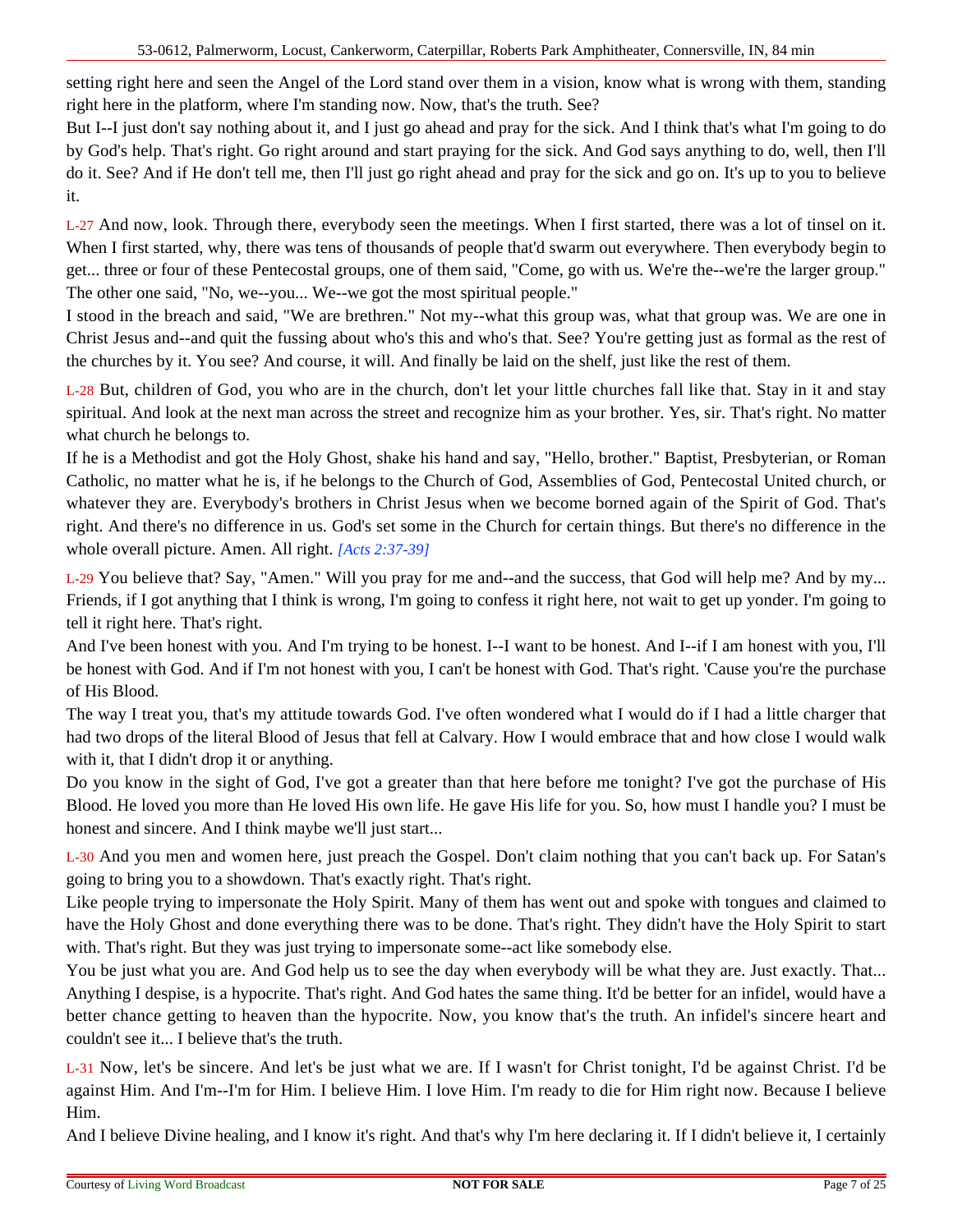setting right here and seen the Angel of the Lord stand over them in a vision, know what is wrong with them, standing right here in the platform, where I'm standing now. Now, that's the truth. See?

But I--I just don't say nothing about it, and I just go ahead and pray for the sick. And I think that's what I'm going to do by God's help. That's right. Go right around and start praying for the sick. And God says anything to do, well, then I'll do it. See? And if He don't tell me, then I'll just go right ahead and pray for the sick and go on. It's up to you to believe it.

L-27 And now, look. Through there, everybody seen the meetings. When I first started, there was a lot of tinsel on it. When I first started, why, there was tens of thousands of people that'd swarm out everywhere. Then everybody begin to get... three or four of these Pentecostal groups, one of them said, "Come, go with us. We're the--we're the larger group." The other one said, "No, we--you... We--we got the most spiritual people."

I stood in the breach and said, "We are brethren." Not my--what this group was, what that group was. We are one in Christ Jesus and--and quit the fussing about who's this and who's that. See? You're getting just as formal as the rest of the churches by it. You see? And course, it will. And finally be laid on the shelf, just like the rest of them.

L-28 But, children of God, you who are in the church, don't let your little churches fall like that. Stay in it and stay spiritual. And look at the next man across the street and recognize him as your brother. Yes, sir. That's right. No matter what church he belongs to.

If he is a Methodist and got the Holy Ghost, shake his hand and say, "Hello, brother." Baptist, Presbyterian, or Roman Catholic, no matter what he is, if he belongs to the Church of God, Assemblies of God, Pentecostal United church, or whatever they are. Everybody's brothers in Christ Jesus when we become borned again of the Spirit of God. That's right. And there's no difference in us. God's set some in the Church for certain things. But there's no difference in the whole overall picture. Amen. All right. *[Acts 2:37-39]*

L-29 You believe that? Say, "Amen." Will you pray for me and--and the success, that God will help me? And by my... Friends, if I got anything that I think is wrong, I'm going to confess it right here, not wait to get up yonder. I'm going to tell it right here. That's right.

And I've been honest with you. And I'm trying to be honest. I--I want to be honest. And I--if I am honest with you, I'll be honest with God. And if I'm not honest with you, I can't be honest with God. That's right. 'Cause you're the purchase of His Blood.

The way I treat you, that's my attitude towards God. I've often wondered what I would do if I had a little charger that had two drops of the literal Blood of Jesus that fell at Calvary. How I would embrace that and how close I would walk with it, that I didn't drop it or anything.

Do you know in the sight of God, I've got a greater than that here before me tonight? I've got the purchase of His Blood. He loved you more than He loved His own life. He gave His life for you. So, how must I handle you? I must be honest and sincere. And I think maybe we'll just start...

L-30 And you men and women here, just preach the Gospel. Don't claim nothing that you can't back up. For Satan's going to bring you to a showdown. That's exactly right. That's right.

Like people trying to impersonate the Holy Spirit. Many of them has went out and spoke with tongues and claimed to have the Holy Ghost and done everything there was to be done. That's right. They didn't have the Holy Spirit to start with. That's right. But they was just trying to impersonate some--act like somebody else.

You be just what you are. And God help us to see the day when everybody will be what they are. Just exactly. That... Anything I despise, is a hypocrite. That's right. And God hates the same thing. It'd be better for an infidel, would have a better chance getting to heaven than the hypocrite. Now, you know that's the truth. An infidel's sincere heart and couldn't see it... I believe that's the truth.

L-31 Now, let's be sincere. And let's be just what we are. If I wasn't for Christ tonight, I'd be against Christ. I'd be against Him. And I'm--I'm for Him. I believe Him. I love Him. I'm ready to die for Him right now. Because I believe Him.

And I believe Divine healing, and I know it's right. And that's why I'm here declaring it. If I didn't believe it, I certainly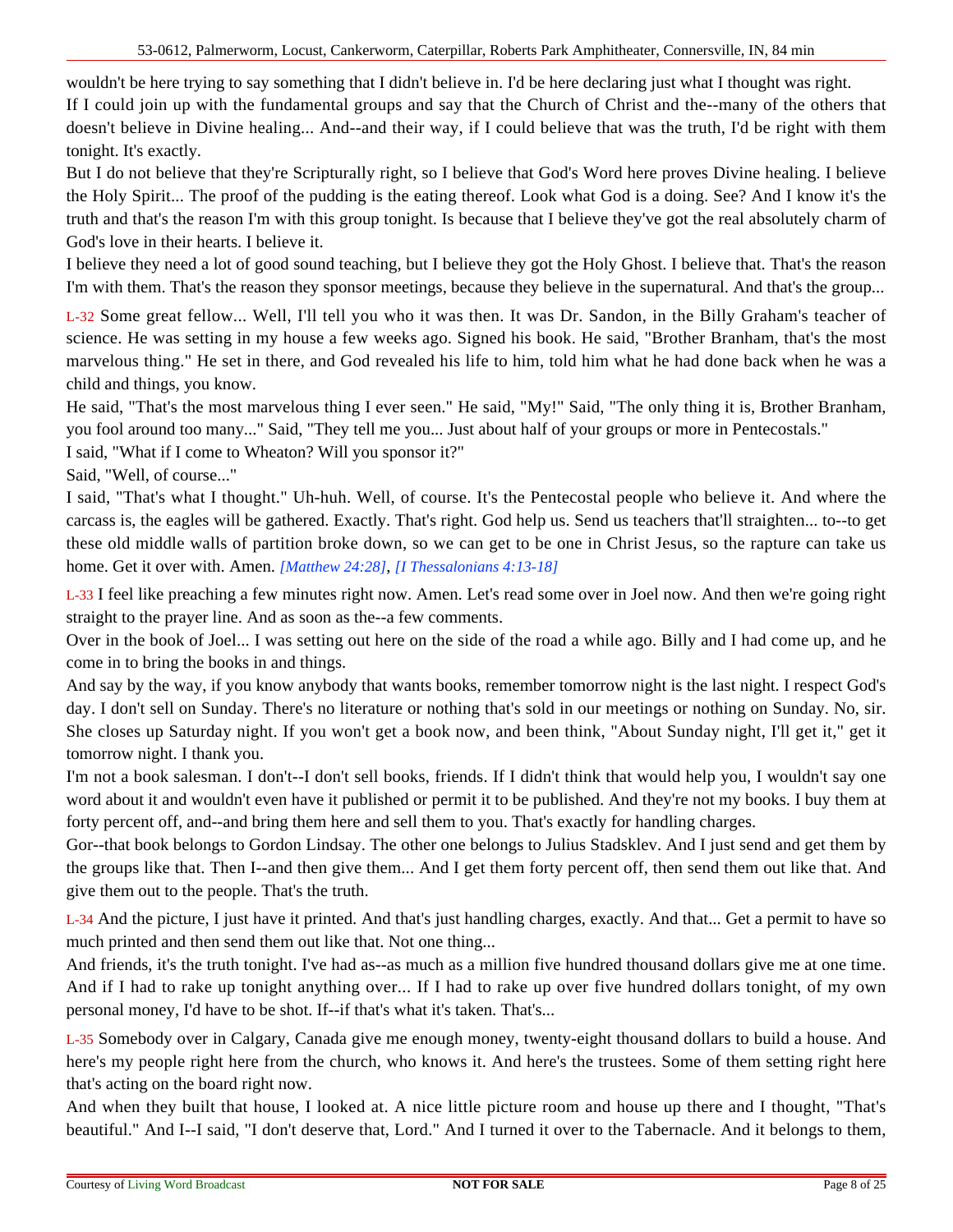wouldn't be here trying to say something that I didn't believe in. I'd be here declaring just what I thought was right.

If I could join up with the fundamental groups and say that the Church of Christ and the--many of the others that doesn't believe in Divine healing... And--and their way, if I could believe that was the truth, I'd be right with them tonight. It's exactly.

But I do not believe that they're Scripturally right, so I believe that God's Word here proves Divine healing. I believe the Holy Spirit... The proof of the pudding is the eating thereof. Look what God is a doing. See? And I know it's the truth and that's the reason I'm with this group tonight. Is because that I believe they've got the real absolutely charm of God's love in their hearts. I believe it.

I believe they need a lot of good sound teaching, but I believe they got the Holy Ghost. I believe that. That's the reason I'm with them. That's the reason they sponsor meetings, because they believe in the supernatural. And that's the group...

L-32 Some great fellow... Well, I'll tell you who it was then. It was Dr. Sandon, in the Billy Graham's teacher of science. He was setting in my house a few weeks ago. Signed his book. He said, "Brother Branham, that's the most marvelous thing." He set in there, and God revealed his life to him, told him what he had done back when he was a child and things, you know.

He said, "That's the most marvelous thing I ever seen." He said, "My!" Said, "The only thing it is, Brother Branham, you fool around too many..." Said, "They tell me you... Just about half of your groups or more in Pentecostals."

I said, "What if I come to Wheaton? Will you sponsor it?"

Said, "Well, of course..."

I said, "That's what I thought." Uh-huh. Well, of course. It's the Pentecostal people who believe it. And where the carcass is, the eagles will be gathered. Exactly. That's right. God help us. Send us teachers that'll straighten... to--to get these old middle walls of partition broke down, so we can get to be one in Christ Jesus, so the rapture can take us home. Get it over with. Amen. *[Matthew 24:28]*, *[I Thessalonians 4:13-18]*

L-33 I feel like preaching a few minutes right now. Amen. Let's read some over in Joel now. And then we're going right straight to the prayer line. And as soon as the--a few comments.

Over in the book of Joel... I was setting out here on the side of the road a while ago. Billy and I had come up, and he come in to bring the books in and things.

And say by the way, if you know anybody that wants books, remember tomorrow night is the last night. I respect God's day. I don't sell on Sunday. There's no literature or nothing that's sold in our meetings or nothing on Sunday. No, sir. She closes up Saturday night. If you won't get a book now, and been think, "About Sunday night, I'll get it," get it tomorrow night. I thank you.

I'm not a book salesman. I don't--I don't sell books, friends. If I didn't think that would help you, I wouldn't say one word about it and wouldn't even have it published or permit it to be published. And they're not my books. I buy them at forty percent off, and--and bring them here and sell them to you. That's exactly for handling charges.

Gor--that book belongs to Gordon Lindsay. The other one belongs to Julius Stadsklev. And I just send and get them by the groups like that. Then I--and then give them... And I get them forty percent off, then send them out like that. And give them out to the people. That's the truth.

L-34 And the picture, I just have it printed. And that's just handling charges, exactly. And that... Get a permit to have so much printed and then send them out like that. Not one thing...

And friends, it's the truth tonight. I've had as--as much as a million five hundred thousand dollars give me at one time. And if I had to rake up tonight anything over... If I had to rake up over five hundred dollars tonight, of my own personal money, I'd have to be shot. If--if that's what it's taken. That's...

L-35 Somebody over in Calgary, Canada give me enough money, twenty-eight thousand dollars to build a house. And here's my people right here from the church, who knows it. And here's the trustees. Some of them setting right here that's acting on the board right now.

And when they built that house, I looked at. A nice little picture room and house up there and I thought, "That's beautiful." And I--I said, "I don't deserve that, Lord." And I turned it over to the Tabernacle. And it belongs to them,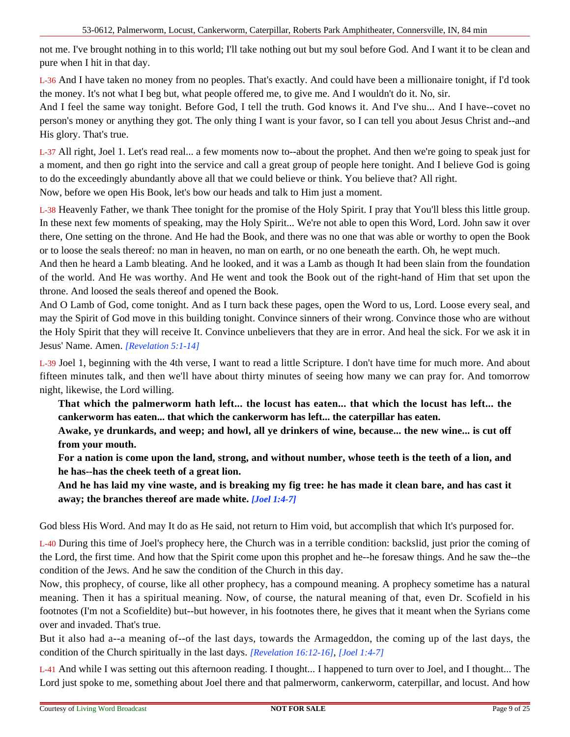not me. I've brought nothing in to this world; I'll take nothing out but my soul before God. And I want it to be clean and pure when I hit in that day.

L-36 And I have taken no money from no peoples. That's exactly. And could have been a millionaire tonight, if I'd took the money. It's not what I beg but, what people offered me, to give me. And I wouldn't do it. No, sir.

And I feel the same way tonight. Before God, I tell the truth. God knows it. And I've shu... And I have--covet no person's money or anything they got. The only thing I want is your favor, so I can tell you about Jesus Christ and--and His glory. That's true.

L-37 All right, Joel 1. Let's read real... a few moments now to--about the prophet. And then we're going to speak just for a moment, and then go right into the service and call a great group of people here tonight. And I believe God is going to do the exceedingly abundantly above all that we could believe or think. You believe that? All right.

Now, before we open His Book, let's bow our heads and talk to Him just a moment.

L-38 Heavenly Father, we thank Thee tonight for the promise of the Holy Spirit. I pray that You'll bless this little group. In these next few moments of speaking, may the Holy Spirit... We're not able to open this Word, Lord. John saw it over there, One setting on the throne. And He had the Book, and there was no one that was able or worthy to open the Book or to loose the seals thereof: no man in heaven, no man on earth, or no one beneath the earth. Oh, he wept much.

And then he heard a Lamb bleating. And he looked, and it was a Lamb as though It had been slain from the foundation of the world. And He was worthy. And He went and took the Book out of the right-hand of Him that set upon the throne. And loosed the seals thereof and opened the Book.

And O Lamb of God, come tonight. And as I turn back these pages, open the Word to us, Lord. Loose every seal, and may the Spirit of God move in this building tonight. Convince sinners of their wrong. Convince those who are without the Holy Spirit that they will receive It. Convince unbelievers that they are in error. And heal the sick. For we ask it in Jesus' Name. Amen. *[Revelation 5:1-14]*

L-39 Joel 1, beginning with the 4th verse, I want to read a little Scripture. I don't have time for much more. And about fifteen minutes talk, and then we'll have about thirty minutes of seeing how many we can pray for. And tomorrow night, likewise, the Lord willing.

> **That which the palmerworm hath left... the locust has eaten... that which the locust has left... the cankerworm has eaten... that which the cankerworm has left... the caterpillar has eaten.**
>
> **Awake, ye drunkards, and weep; and howl, all ye drinkers of wine, because... the new wine... is cut off from your mouth.**
>
> **For a nation is come upon the land, strong, and without number, whose teeth is the teeth of a lion, and he has--has the cheek teeth of a great lion.**
>
> **And he has laid my vine waste, and is breaking my fig tree: he has made it clean bare, and has cast it away; the branches thereof are made white.** ***[Joel 1:4-7]***

God bless His Word. And may It do as He said, not return to Him void, but accomplish that which It's purposed for.

L-40 During this time of Joel's prophecy here, the Church was in a terrible condition: backslid, just prior the coming of the Lord, the first time. And how that the Spirit come upon this prophet and he--he foresaw things. And he saw the--the condition of the Jews. And he saw the condition of the Church in this day.

Now, this prophecy, of course, like all other prophecy, has a compound meaning. A prophecy sometime has a natural meaning. Then it has a spiritual meaning. Now, of course, the natural meaning of that, even Dr. Scofield in his footnotes (I'm not a Scofieldite) but--but however, in his footnotes there, he gives that it meant when the Syrians come over and invaded. That's true.

But it also had a--a meaning of--of the last days, towards the Armageddon, the coming up of the last days, the condition of the Church spiritually in the last days. *[Revelation 16:12-16]*, *[Joel 1:4-7]*

L-41 And while I was setting out this afternoon reading. I thought... I happened to turn over to Joel, and I thought... The Lord just spoke to me, something about Joel there and that palmerworm, cankerworm, caterpillar, and locust. And how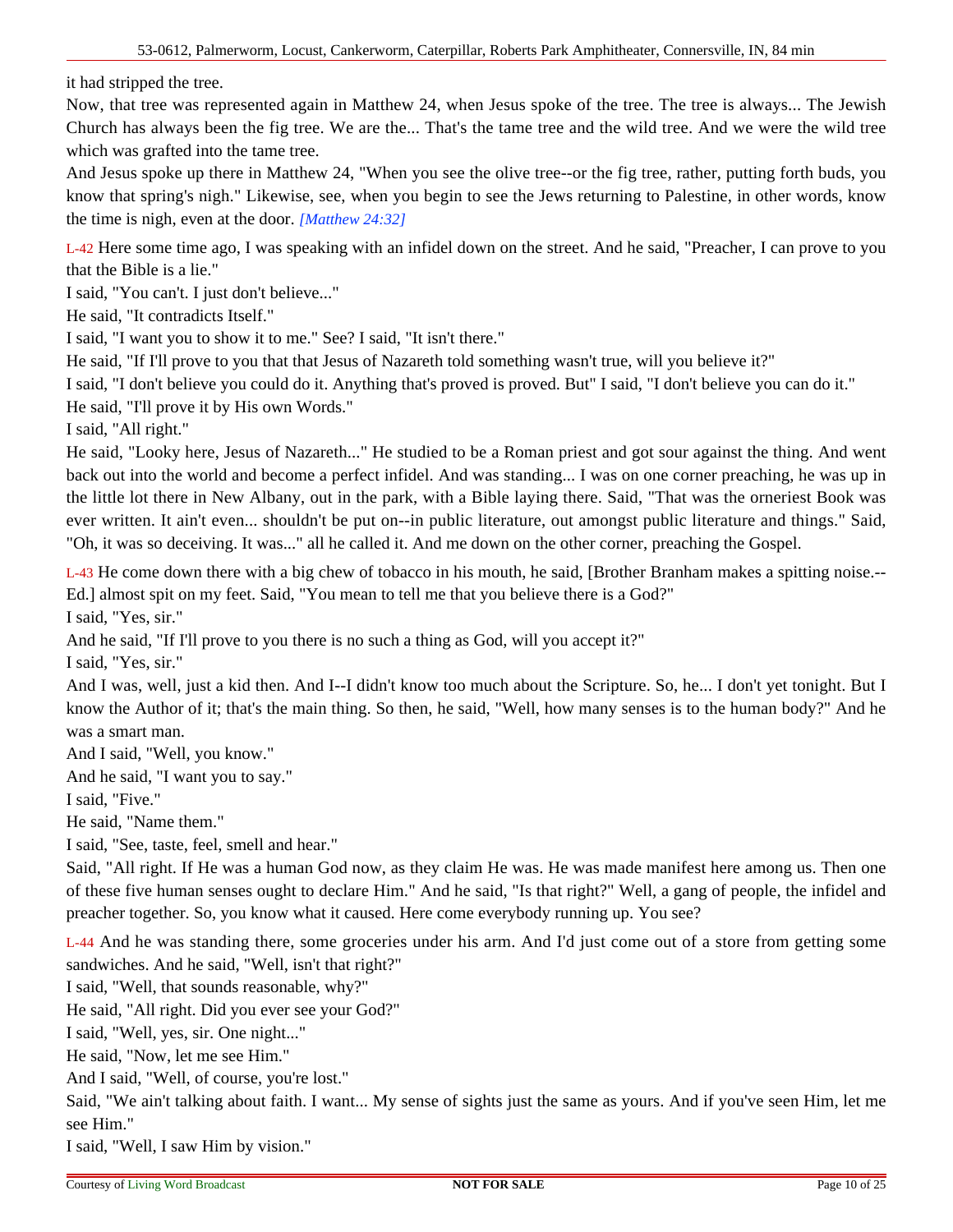it had stripped the tree.

Now, that tree was represented again in Matthew 24, when Jesus spoke of the tree. The tree is always... The Jewish Church has always been the fig tree. We are the... That's the tame tree and the wild tree. And we were the wild tree which was grafted into the tame tree.

And Jesus spoke up there in Matthew 24, "When you see the olive tree--or the fig tree, rather, putting forth buds, you know that spring's nigh." Likewise, see, when you begin to see the Jews returning to Palestine, in other words, know the time is nigh, even at the door. *[Matthew 24:32]*

L-42 Here some time ago, I was speaking with an infidel down on the street. And he said, "Preacher, I can prove to you that the Bible is a lie."

I said, "You can't. I just don't believe..."

He said, "It contradicts Itself."

I said, "I want you to show it to me." See? I said, "It isn't there."

He said, "If I'll prove to you that that Jesus of Nazareth told something wasn't true, will you believe it?"

I said, "I don't believe you could do it. Anything that's proved is proved. But" I said, "I don't believe you can do it."

He said, "I'll prove it by His own Words."

I said, "All right."

He said, "Looky here, Jesus of Nazareth..." He studied to be a Roman priest and got sour against the thing. And went back out into the world and become a perfect infidel. And was standing... I was on one corner preaching, he was up in the little lot there in New Albany, out in the park, with a Bible laying there. Said, "That was the orneriest Book was ever written. It ain't even... shouldn't be put on--in public literature, out amongst public literature and things." Said, "Oh, it was so deceiving. It was..." all he called it. And me down on the other corner, preaching the Gospel.

L-43 He come down there with a big chew of tobacco in his mouth, he said, [Brother Branham makes a spitting noise.--Ed.] almost spit on my feet. Said, "You mean to tell me that you believe there is a God?"

I said, "Yes, sir."

And he said, "If I'll prove to you there is no such a thing as God, will you accept it?"

I said, "Yes, sir."

And I was, well, just a kid then. And I--I didn't know too much about the Scripture. So, he... I don't yet tonight. But I know the Author of it; that's the main thing. So then, he said, "Well, how many senses is to the human body?" And he was a smart man.

And I said, "Well, you know."

And he said, "I want you to say."

I said, "Five."

He said, "Name them."

I said, "See, taste, feel, smell and hear."

Said, "All right. If He was a human God now, as they claim He was. He was made manifest here among us. Then one of these five human senses ought to declare Him." And he said, "Is that right?" Well, a gang of people, the infidel and preacher together. So, you know what it caused. Here come everybody running up. You see?

L-44 And he was standing there, some groceries under his arm. And I'd just come out of a store from getting some sandwiches. And he said, "Well, isn't that right?"

I said, "Well, that sounds reasonable, why?"

He said, "All right. Did you ever see your God?"

I said, "Well, yes, sir. One night..."

He said, "Now, let me see Him."

And I said, "Well, of course, you're lost."

Said, "We ain't talking about faith. I want... My sense of sights just the same as yours. And if you've seen Him, let me see Him."

I said, "Well, I saw Him by vision."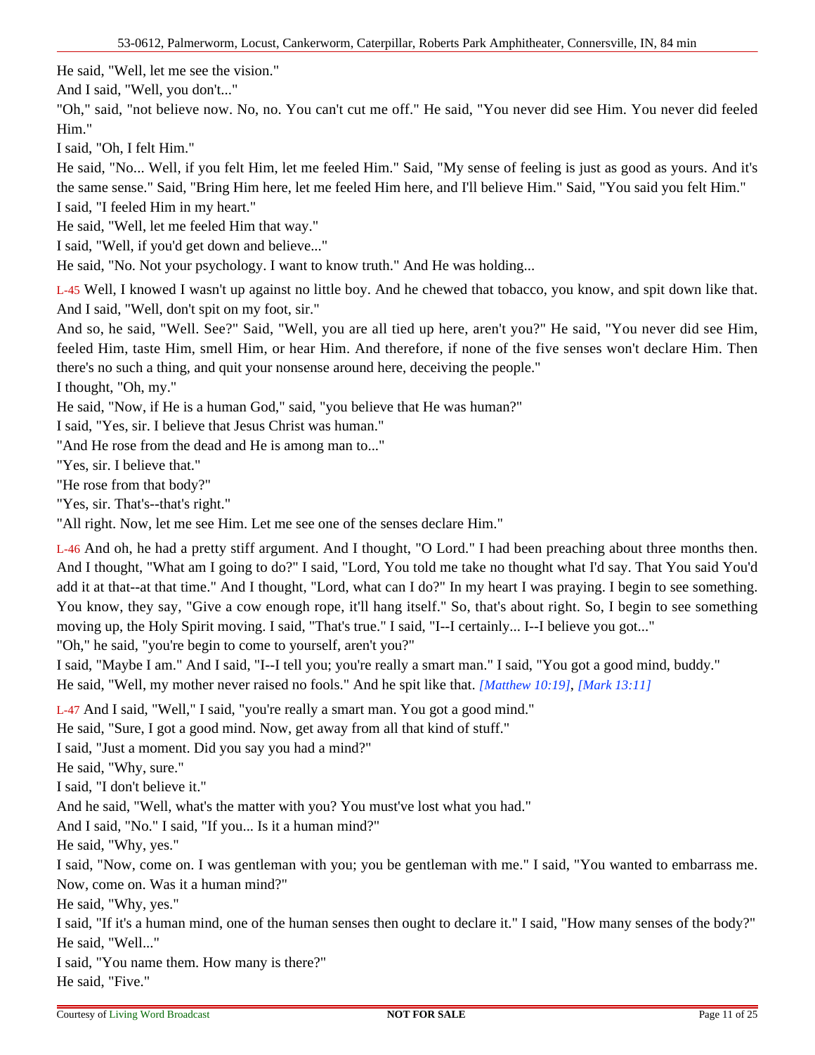He said, "Well, let me see the vision."

And I said, "Well, you don't..."

"Oh," said, "not believe now. No, no. You can't cut me off." He said, "You never did see Him. You never did feeled Him."

I said, "Oh, I felt Him."

He said, "No... Well, if you felt Him, let me feeled Him." Said, "My sense of feeling is just as good as yours. And it's the same sense." Said, "Bring Him here, let me feeled Him here, and I'll believe Him." Said, "You said you felt Him."

I said, "I feeled Him in my heart."

He said, "Well, let me feeled Him that way."

I said, "Well, if you'd get down and believe..."

He said, "No. Not your psychology. I want to know truth." And He was holding...

L-45 Well, I knowed I wasn't up against no little boy. And he chewed that tobacco, you know, and spit down like that. And I said, "Well, don't spit on my foot, sir."

And so, he said, "Well. See?" Said, "Well, you are all tied up here, aren't you?" He said, "You never did see Him, feeled Him, taste Him, smell Him, or hear Him. And therefore, if none of the five senses won't declare Him. Then there's no such a thing, and quit your nonsense around here, deceiving the people."

I thought, "Oh, my."

He said, "Now, if He is a human God," said, "you believe that He was human?"

I said, "Yes, sir. I believe that Jesus Christ was human."

"And He rose from the dead and He is among man to..."

"Yes, sir. I believe that."

"He rose from that body?"

"Yes, sir. That's--that's right."

"All right. Now, let me see Him. Let me see one of the senses declare Him."

L-46 And oh, he had a pretty stiff argument. And I thought, "O Lord." I had been preaching about three months then. And I thought, "What am I going to do?" I said, "Lord, You told me take no thought what I'd say. That You said You'd add it at that--at that time." And I thought, "Lord, what can I do?" In my heart I was praying. I begin to see something. You know, they say, "Give a cow enough rope, it'll hang itself." So, that's about right. So, I begin to see something moving up, the Holy Spirit moving. I said, "That's true." I said, "I--I certainly... I--I believe you got..."

"Oh," he said, "you're begin to come to yourself, aren't you?"

I said, "Maybe I am." And I said, "I--I tell you; you're really a smart man." I said, "You got a good mind, buddy."

He said, "Well, my mother never raised no fools." And he spit like that. *[Matthew 10:19]*, *[Mark 13:11]*

L-47 And I said, "Well," I said, "you're really a smart man. You got a good mind."

He said, "Sure, I got a good mind. Now, get away from all that kind of stuff."

I said, "Just a moment. Did you say you had a mind?"

He said, "Why, sure."

I said, "I don't believe it."

And he said, "Well, what's the matter with you? You must've lost what you had."

And I said, "No." I said, "If you... Is it a human mind?"

He said, "Why, yes."

I said, "Now, come on. I was gentleman with you; you be gentleman with me." I said, "You wanted to embarrass me. Now, come on. Was it a human mind?"

He said, "Why, yes."

I said, "If it's a human mind, one of the human senses then ought to declare it." I said, "How many senses of the body?"

He said, "Well..."

I said, "You name them. How many is there?"

He said, "Five."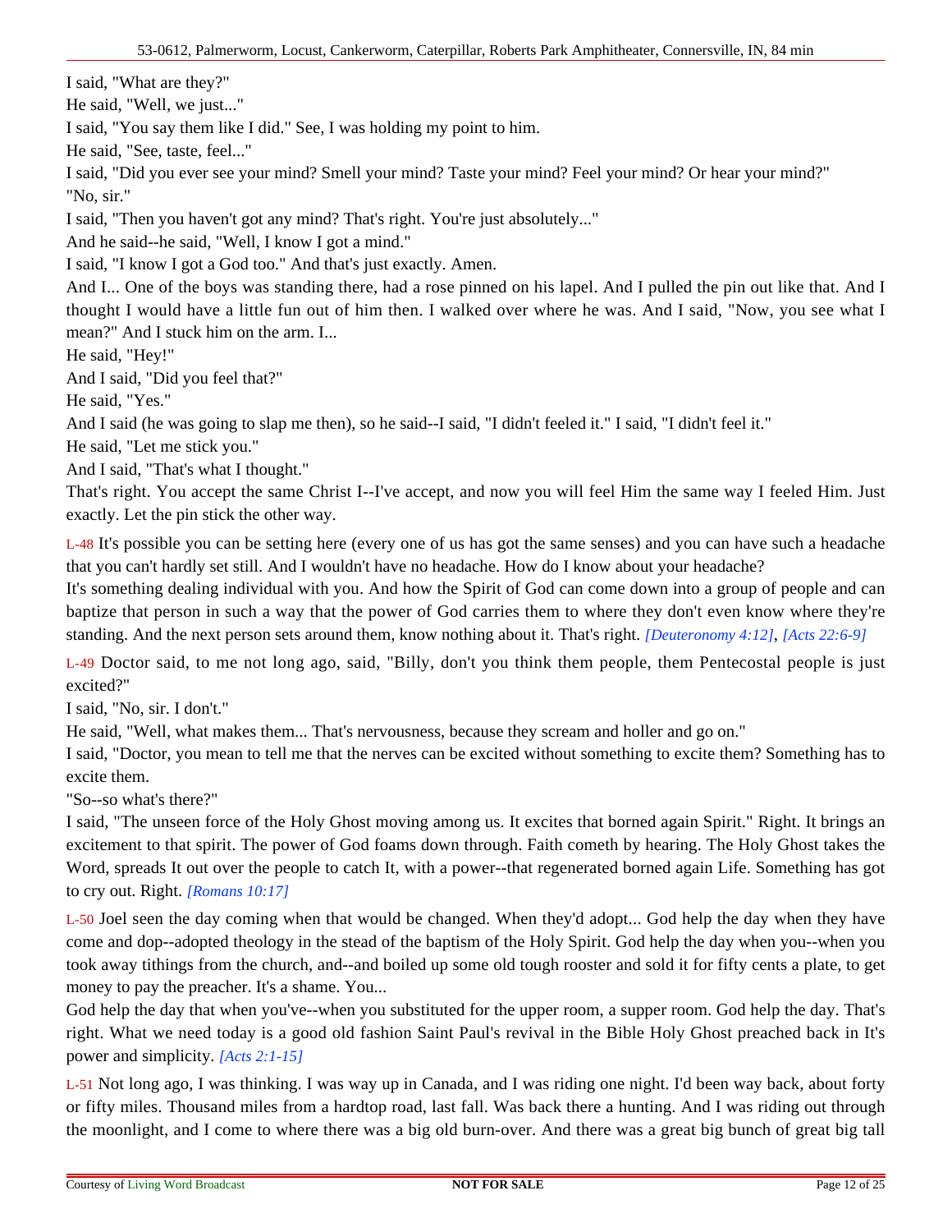I said, "What are they?"

He said, "Well, we just..."

I said, "You say them like I did." See, I was holding my point to him.

He said, "See, taste, feel..."

I said, "Did you ever see your mind? Smell your mind? Taste your mind? Feel your mind? Or hear your mind?"

"No, sir."

I said, "Then you haven't got any mind? That's right. You're just absolutely..."

And he said--he said, "Well, I know I got a mind."

I said, "I know I got a God too." And that's just exactly. Amen.

And I... One of the boys was standing there, had a rose pinned on his lapel. And I pulled the pin out like that. And I thought I would have a little fun out of him then. I walked over where he was. And I said, "Now, you see what I mean?" And I stuck him on the arm. I...

He said, "Hey!"

And I said, "Did you feel that?"

He said, "Yes."

And I said (he was going to slap me then), so he said--I said, "I didn't feeled it." I said, "I didn't feel it."

He said, "Let me stick you."

And I said, "That's what I thought."

That's right. You accept the same Christ I--I've accept, and now you will feel Him the same way I feeled Him. Just exactly. Let the pin stick the other way.

L-48 It's possible you can be setting here (every one of us has got the same senses) and you can have such a headache that you can't hardly set still. And I wouldn't have no headache. How do I know about your headache?

It's something dealing individual with you. And how the Spirit of God can come down into a group of people and can baptize that person in such a way that the power of God carries them to where they don't even know where they're standing. And the next person sets around them, know nothing about it. That's right. *[Deuteronomy 4:12]*, *[Acts 22:6-9]*

L-49 Doctor said, to me not long ago, said, "Billy, don't you think them people, them Pentecostal people is just excited?"

I said, "No, sir. I don't."

He said, "Well, what makes them... That's nervousness, because they scream and holler and go on."

I said, "Doctor, you mean to tell me that the nerves can be excited without something to excite them? Something has to excite them.

"So--so what's there?"

I said, "The unseen force of the Holy Ghost moving among us. It excites that borned again Spirit." Right. It brings an excitement to that spirit. The power of God foams down through. Faith cometh by hearing. The Holy Ghost takes the Word, spreads It out over the people to catch It, with a power--that regenerated borned again Life. Something has got to cry out. Right. *[Romans 10:17]*

L-50 Joel seen the day coming when that would be changed. When they'd adopt... God help the day when they have come and dop--adopted theology in the stead of the baptism of the Holy Spirit. God help the day when you--when you took away tithings from the church, and--and boiled up some old tough rooster and sold it for fifty cents a plate, to get money to pay the preacher. It's a shame. You...

God help the day that when you've--when you substituted for the upper room, a supper room. God help the day. That's right. What we need today is a good old fashion Saint Paul's revival in the Bible Holy Ghost preached back in It's power and simplicity. *[Acts 2:1-15]*

L-51 Not long ago, I was thinking. I was way up in Canada, and I was riding one night. I'd been way back, about forty or fifty miles. Thousand miles from a hardtop road, last fall. Was back there a hunting. And I was riding out through the moonlight, and I come to where there was a big old burn-over. And there was a great big bunch of great big tall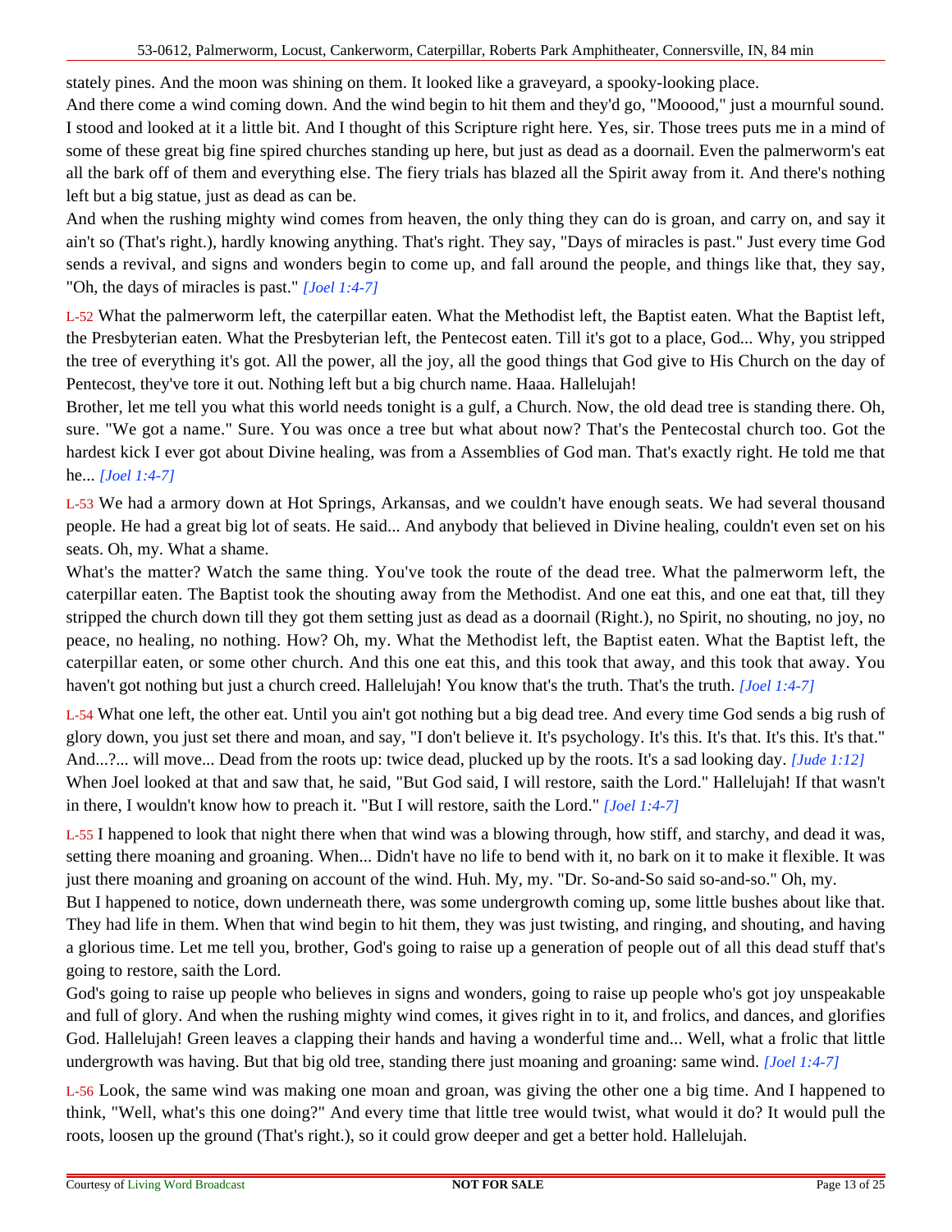stately pines. And the moon was shining on them. It looked like a graveyard, a spooky-looking place.

And there come a wind coming down. And the wind begin to hit them and they'd go, "Mooood," just a mournful sound. I stood and looked at it a little bit. And I thought of this Scripture right here. Yes, sir. Those trees puts me in a mind of some of these great big fine spired churches standing up here, but just as dead as a doornail. Even the palmerworm's eat all the bark off of them and everything else. The fiery trials has blazed all the Spirit away from it. And there's nothing left but a big statue, just as dead as can be.

And when the rushing mighty wind comes from heaven, the only thing they can do is groan, and carry on, and say it ain't so (That's right.), hardly knowing anything. That's right. They say, "Days of miracles is past." Just every time God sends a revival, and signs and wonders begin to come up, and fall around the people, and things like that, they say, "Oh, the days of miracles is past." *[Joel 1:4-7]*

L-52 What the palmerworm left, the caterpillar eaten. What the Methodist left, the Baptist eaten. What the Baptist left, the Presbyterian eaten. What the Presbyterian left, the Pentecost eaten. Till it's got to a place, God... Why, you stripped the tree of everything it's got. All the power, all the joy, all the good things that God give to His Church on the day of Pentecost, they've tore it out. Nothing left but a big church name. Haaa. Hallelujah!

Brother, let me tell you what this world needs tonight is a gulf, a Church. Now, the old dead tree is standing there. Oh, sure. "We got a name." Sure. You was once a tree but what about now? That's the Pentecostal church too. Got the hardest kick I ever got about Divine healing, was from a Assemblies of God man. That's exactly right. He told me that he... *[Joel 1:4-7]*

L-53 We had a armory down at Hot Springs, Arkansas, and we couldn't have enough seats. We had several thousand people. He had a great big lot of seats. He said... And anybody that believed in Divine healing, couldn't even set on his seats. Oh, my. What a shame.

What's the matter? Watch the same thing. You've took the route of the dead tree. What the palmerworm left, the caterpillar eaten. The Baptist took the shouting away from the Methodist. And one eat this, and one eat that, till they stripped the church down till they got them setting just as dead as a doornail (Right.), no Spirit, no shouting, no joy, no peace, no healing, no nothing. How? Oh, my. What the Methodist left, the Baptist eaten. What the Baptist left, the caterpillar eaten, or some other church. And this one eat this, and this took that away, and this took that away. You haven't got nothing but just a church creed. Hallelujah! You know that's the truth. That's the truth. *[Joel 1:4-7]*

L-54 What one left, the other eat. Until you ain't got nothing but a big dead tree. And every time God sends a big rush of glory down, you just set there and moan, and say, "I don't believe it. It's psychology. It's this. It's that. It's this. It's that." And...?... will move... Dead from the roots up: twice dead, plucked up by the roots. It's a sad looking day. *[Jude 1:12]*

When Joel looked at that and saw that, he said, "But God said, I will restore, saith the Lord." Hallelujah! If that wasn't in there, I wouldn't know how to preach it. "But I will restore, saith the Lord." *[Joel 1:4-7]*

L-55 I happened to look that night there when that wind was a blowing through, how stiff, and starchy, and dead it was, setting there moaning and groaning. When... Didn't have no life to bend with it, no bark on it to make it flexible. It was just there moaning and groaning on account of the wind. Huh. My, my. "Dr. So-and-So said so-and-so." Oh, my.

But I happened to notice, down underneath there, was some undergrowth coming up, some little bushes about like that. They had life in them. When that wind begin to hit them, they was just twisting, and ringing, and shouting, and having a glorious time. Let me tell you, brother, God's going to raise up a generation of people out of all this dead stuff that's going to restore, saith the Lord.

God's going to raise up people who believes in signs and wonders, going to raise up people who's got joy unspeakable and full of glory. And when the rushing mighty wind comes, it gives right in to it, and frolics, and dances, and glorifies God. Hallelujah! Green leaves a clapping their hands and having a wonderful time and... Well, what a frolic that little undergrowth was having. But that big old tree, standing there just moaning and groaning: same wind. *[Joel 1:4-7]*

L-56 Look, the same wind was making one moan and groan, was giving the other one a big time. And I happened to think, "Well, what's this one doing?" And every time that little tree would twist, what would it do? It would pull the roots, loosen up the ground (That's right.), so it could grow deeper and get a better hold. Hallelujah.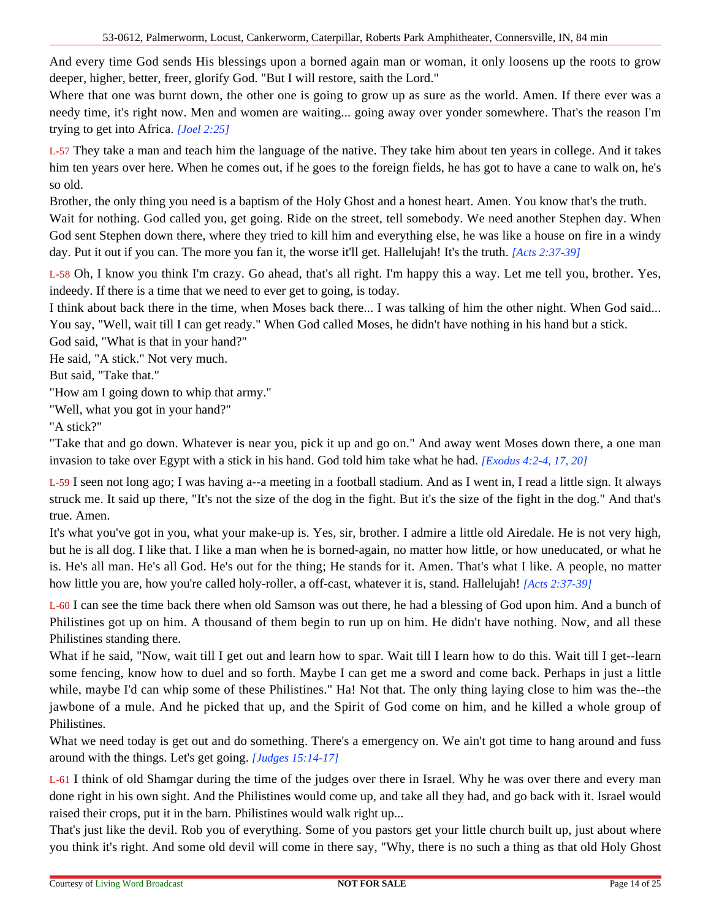And every time God sends His blessings upon a borned again man or woman, it only loosens up the roots to grow deeper, higher, better, freer, glorify God. "But I will restore, saith the Lord."

Where that one was burnt down, the other one is going to grow up as sure as the world. Amen. If there ever was a needy time, it's right now. Men and women are waiting... going away over yonder somewhere. That's the reason I'm trying to get into Africa. *[Joel 2:25]*

L-57 They take a man and teach him the language of the native. They take him about ten years in college. And it takes him ten years over here. When he comes out, if he goes to the foreign fields, he has got to have a cane to walk on, he's so old.

Brother, the only thing you need is a baptism of the Holy Ghost and a honest heart. Amen. You know that's the truth.

Wait for nothing. God called you, get going. Ride on the street, tell somebody. We need another Stephen day. When God sent Stephen down there, where they tried to kill him and everything else, he was like a house on fire in a windy day. Put it out if you can. The more you fan it, the worse it'll get. Hallelujah! It's the truth. *[Acts 2:37-39]*

L-58 Oh, I know you think I'm crazy. Go ahead, that's all right. I'm happy this a way. Let me tell you, brother. Yes, indeedy. If there is a time that we need to ever get to going, is today.

I think about back there in the time, when Moses back there... I was talking of him the other night. When God said... You say, "Well, wait till I can get ready." When God called Moses, he didn't have nothing in his hand but a stick.

God said, "What is that in your hand?"

He said, "A stick." Not very much.

But said, "Take that."

"How am I going down to whip that army."

"Well, what you got in your hand?"

"A stick?"

"Take that and go down. Whatever is near you, pick it up and go on." And away went Moses down there, a one man invasion to take over Egypt with a stick in his hand. God told him take what he had. *[Exodus 4:2-4, 17, 20]*

L-59 I seen not long ago; I was having a--a meeting in a football stadium. And as I went in, I read a little sign. It always struck me. It said up there, "It's not the size of the dog in the fight. But it's the size of the fight in the dog." And that's true. Amen.

It's what you've got in you, what your make-up is. Yes, sir, brother. I admire a little old Airedale. He is not very high, but he is all dog. I like that. I like a man when he is borned-again, no matter how little, or how uneducated, or what he is. He's all man. He's all God. He's out for the thing; He stands for it. Amen. That's what I like. A people, no matter how little you are, how you're called holy-roller, a off-cast, whatever it is, stand. Hallelujah! *[Acts 2:37-39]*

L-60 I can see the time back there when old Samson was out there, he had a blessing of God upon him. And a bunch of Philistines got up on him. A thousand of them begin to run up on him. He didn't have nothing. Now, and all these Philistines standing there.

What if he said, "Now, wait till I get out and learn how to spar. Wait till I learn how to do this. Wait till I get--learn some fencing, know how to duel and so forth. Maybe I can get me a sword and come back. Perhaps in just a little while, maybe I'd can whip some of these Philistines." Ha! Not that. The only thing laying close to him was the--the jawbone of a mule. And he picked that up, and the Spirit of God come on him, and he killed a whole group of Philistines.

What we need today is get out and do something. There's a emergency on. We ain't got time to hang around and fuss around with the things. Let's get going. *[Judges 15:14-17]*

L-61 I think of old Shamgar during the time of the judges over there in Israel. Why he was over there and every man done right in his own sight. And the Philistines would come up, and take all they had, and go back with it. Israel would raised their crops, put it in the barn. Philistines would walk right up...

That's just like the devil. Rob you of everything. Some of you pastors get your little church built up, just about where you think it's right. And some old devil will come in there say, "Why, there is no such a thing as that old Holy Ghost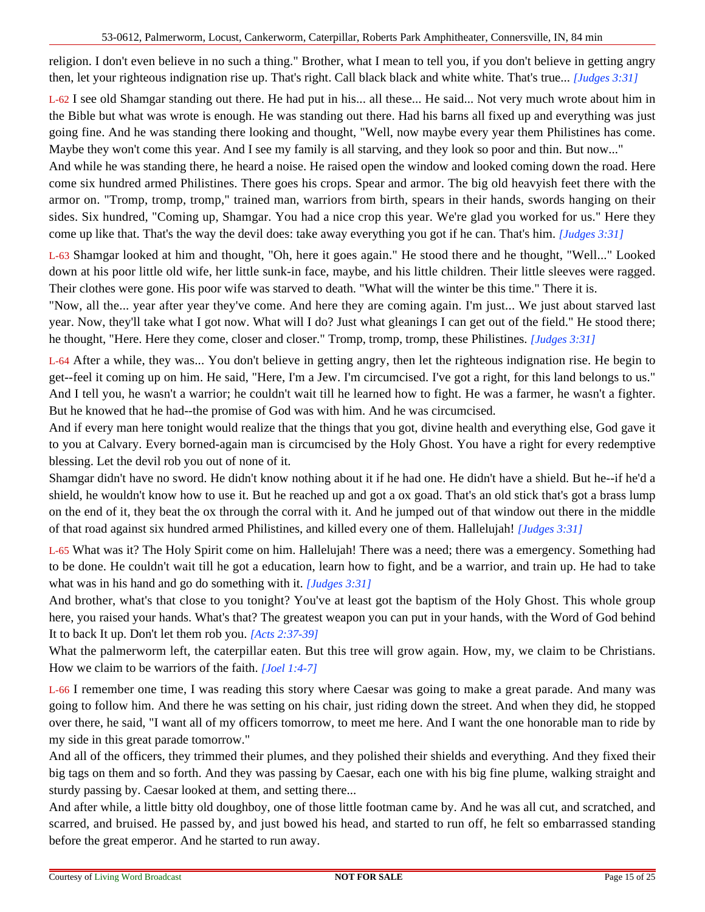religion. I don't even believe in no such a thing." Brother, what I mean to tell you, if you don't believe in getting angry then, let your righteous indignation rise up. That's right. Call black black and white white. That's true... *[Judges 3:31]*

L-62 I see old Shamgar standing out there. He had put in his... all these... He said... Not very much wrote about him in the Bible but what was wrote is enough. He was standing out there. Had his barns all fixed up and everything was just going fine. And he was standing there looking and thought, "Well, now maybe every year them Philistines has come. Maybe they won't come this year. And I see my family is all starving, and they look so poor and thin. But now..."

And while he was standing there, he heard a noise. He raised open the window and looked coming down the road. Here come six hundred armed Philistines. There goes his crops. Spear and armor. The big old heavyish feet there with the armor on. "Tromp, tromp, tromp," trained man, warriors from birth, spears in their hands, swords hanging on their sides. Six hundred, "Coming up, Shamgar. You had a nice crop this year. We're glad you worked for us." Here they come up like that. That's the way the devil does: take away everything you got if he can. That's him. *[Judges 3:31]*

L-63 Shamgar looked at him and thought, "Oh, here it goes again." He stood there and he thought, "Well..." Looked down at his poor little old wife, her little sunk-in face, maybe, and his little children. Their little sleeves were ragged. Their clothes were gone. His poor wife was starved to death. "What will the winter be this time." There it is.

"Now, all the... year after year they've come. And here they are coming again. I'm just... We just about starved last year. Now, they'll take what I got now. What will I do? Just what gleanings I can get out of the field." He stood there; he thought, "Here. Here they come, closer and closer." Tromp, tromp, tromp, these Philistines. *[Judges 3:31]*

L-64 After a while, they was... You don't believe in getting angry, then let the righteous indignation rise. He begin to get--feel it coming up on him. He said, "Here, I'm a Jew. I'm circumcised. I've got a right, for this land belongs to us." And I tell you, he wasn't a warrior; he couldn't wait till he learned how to fight. He was a farmer, he wasn't a fighter. But he knowed that he had--the promise of God was with him. And he was circumcised.

And if every man here tonight would realize that the things that you got, divine health and everything else, God gave it to you at Calvary. Every borned-again man is circumcised by the Holy Ghost. You have a right for every redemptive blessing. Let the devil rob you out of none of it.

Shamgar didn't have no sword. He didn't know nothing about it if he had one. He didn't have a shield. But he--if he'd a shield, he wouldn't know how to use it. But he reached up and got a ox goad. That's an old stick that's got a brass lump on the end of it, they beat the ox through the corral with it. And he jumped out of that window out there in the middle of that road against six hundred armed Philistines, and killed every one of them. Hallelujah! *[Judges 3:31]*

L-65 What was it? The Holy Spirit come on him. Hallelujah! There was a need; there was a emergency. Something had to be done. He couldn't wait till he got a education, learn how to fight, and be a warrior, and train up. He had to take what was in his hand and go do something with it. *[Judges 3:31]*

And brother, what's that close to you tonight? You've at least got the baptism of the Holy Ghost. This whole group here, you raised your hands. What's that? The greatest weapon you can put in your hands, with the Word of God behind It to back It up. Don't let them rob you. *[Acts 2:37-39]*

What the palmerworm left, the caterpillar eaten. But this tree will grow again. How, my, we claim to be Christians. How we claim to be warriors of the faith. *[Joel 1:4-7]*

L-66 I remember one time, I was reading this story where Caesar was going to make a great parade. And many was going to follow him. And there he was setting on his chair, just riding down the street. And when they did, he stopped over there, he said, "I want all of my officers tomorrow, to meet me here. And I want the one honorable man to ride by my side in this great parade tomorrow."

And all of the officers, they trimmed their plumes, and they polished their shields and everything. And they fixed their big tags on them and so forth. And they was passing by Caesar, each one with his big fine plume, walking straight and sturdy passing by. Caesar looked at them, and setting there...

And after while, a little bitty old doughboy, one of those little footman came by. And he was all cut, and scratched, and scarred, and bruised. He passed by, and just bowed his head, and started to run off, he felt so embarrassed standing before the great emperor. And he started to run away.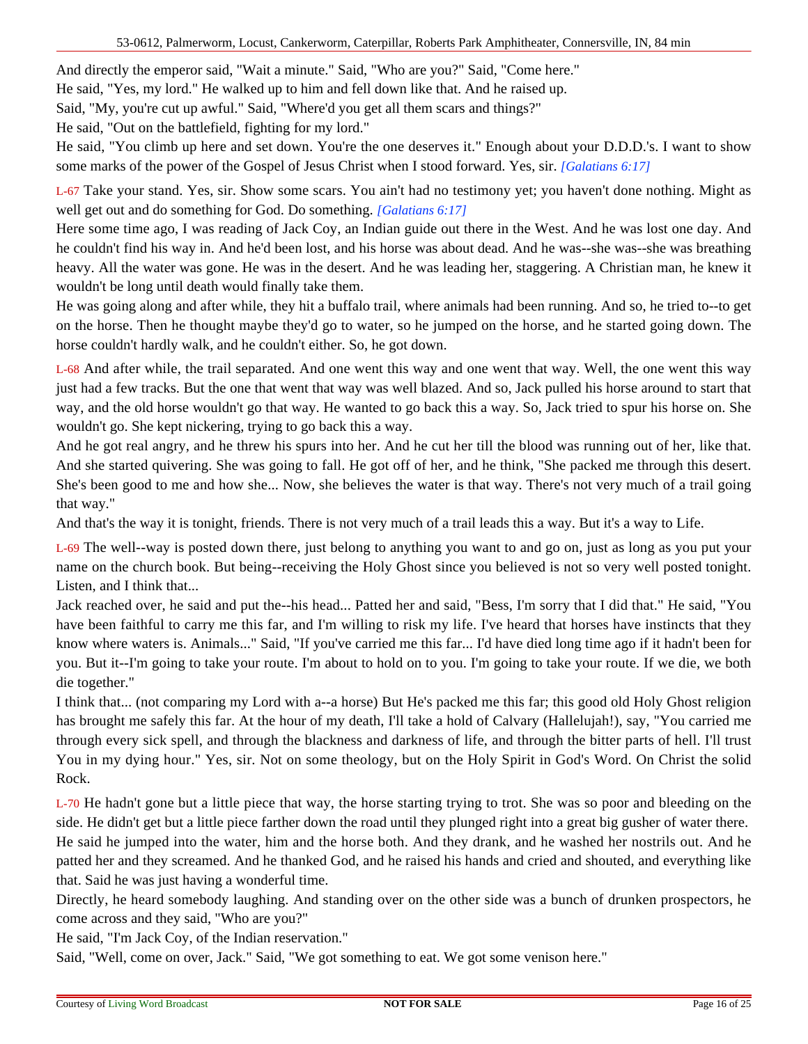And directly the emperor said, "Wait a minute." Said, "Who are you?" Said, "Come here."

He said, "Yes, my lord." He walked up to him and fell down like that. And he raised up.

Said, "My, you're cut up awful." Said, "Where'd you get all them scars and things?"

He said, "Out on the battlefield, fighting for my lord."

He said, "You climb up here and set down. You're the one deserves it." Enough about your D.D.D.'s. I want to show some marks of the power of the Gospel of Jesus Christ when I stood forward. Yes, sir. *[Galatians 6:17]*

L-67 Take your stand. Yes, sir. Show some scars. You ain't had no testimony yet; you haven't done nothing. Might as well get out and do something for God. Do something. *[Galatians 6:17]*

Here some time ago, I was reading of Jack Coy, an Indian guide out there in the West. And he was lost one day. And he couldn't find his way in. And he'd been lost, and his horse was about dead. And he was--she was--she was breathing heavy. All the water was gone. He was in the desert. And he was leading her, staggering. A Christian man, he knew it wouldn't be long until death would finally take them.

He was going along and after while, they hit a buffalo trail, where animals had been running. And so, he tried to--to get on the horse. Then he thought maybe they'd go to water, so he jumped on the horse, and he started going down. The horse couldn't hardly walk, and he couldn't either. So, he got down.

L-68 And after while, the trail separated. And one went this way and one went that way. Well, the one went this way just had a few tracks. But the one that went that way was well blazed. And so, Jack pulled his horse around to start that way, and the old horse wouldn't go that way. He wanted to go back this a way. So, Jack tried to spur his horse on. She wouldn't go. She kept nickering, trying to go back this a way.

And he got real angry, and he threw his spurs into her. And he cut her till the blood was running out of her, like that. And she started quivering. She was going to fall. He got off of her, and he think, "She packed me through this desert. She's been good to me and how she... Now, she believes the water is that way. There's not very much of a trail going that way."

And that's the way it is tonight, friends. There is not very much of a trail leads this a way. But it's a way to Life.

L-69 The well--way is posted down there, just belong to anything you want to and go on, just as long as you put your name on the church book. But being--receiving the Holy Ghost since you believed is not so very well posted tonight. Listen, and I think that...

Jack reached over, he said and put the--his head... Patted her and said, "Bess, I'm sorry that I did that." He said, "You have been faithful to carry me this far, and I'm willing to risk my life. I've heard that horses have instincts that they know where waters is. Animals..." Said, "If you've carried me this far... I'd have died long time ago if it hadn't been for you. But it--I'm going to take your route. I'm about to hold on to you. I'm going to take your route. If we die, we both die together."

I think that... (not comparing my Lord with a--a horse) But He's packed me this far; this good old Holy Ghost religion has brought me safely this far. At the hour of my death, I'll take a hold of Calvary (Hallelujah!), say, "You carried me through every sick spell, and through the blackness and darkness of life, and through the bitter parts of hell. I'll trust You in my dying hour." Yes, sir. Not on some theology, but on the Holy Spirit in God's Word. On Christ the solid Rock.

L-70 He hadn't gone but a little piece that way, the horse starting trying to trot. She was so poor and bleeding on the side. He didn't get but a little piece farther down the road until they plunged right into a great big gusher of water there. He said he jumped into the water, him and the horse both. And they drank, and he washed her nostrils out. And he patted her and they screamed. And he thanked God, and he raised his hands and cried and shouted, and everything like that. Said he was just having a wonderful time.

Directly, he heard somebody laughing. And standing over on the other side was a bunch of drunken prospectors, he come across and they said, "Who are you?"

He said, "I'm Jack Coy, of the Indian reservation."

Said, "Well, come on over, Jack." Said, "We got something to eat. We got some venison here."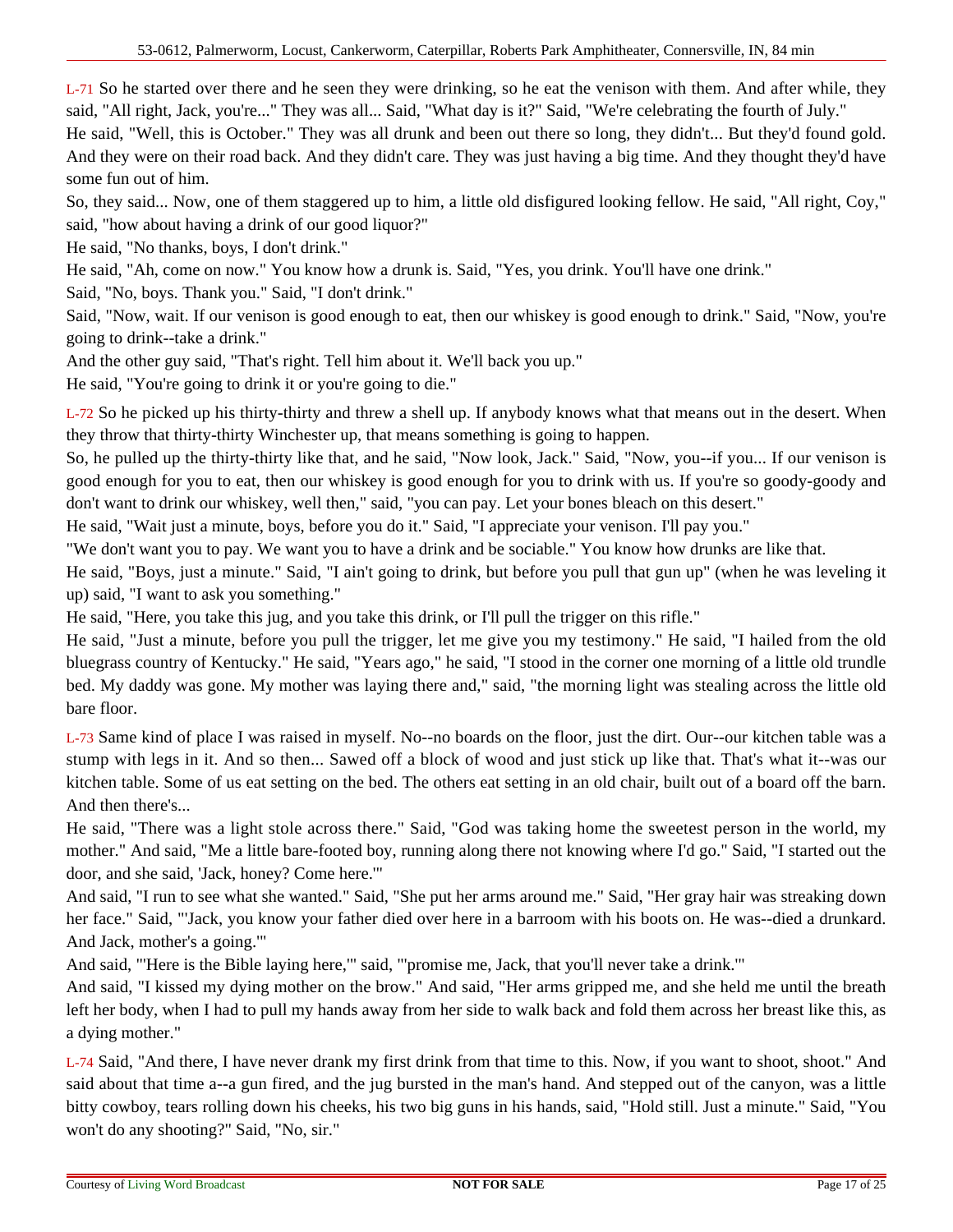L-71 So he started over there and he seen they were drinking, so he eat the venison with them. And after while, they said, "All right, Jack, you're..." They was all... Said, "What day is it?" Said, "We're celebrating the fourth of July."

He said, "Well, this is October." They was all drunk and been out there so long, they didn't... But they'd found gold. And they were on their road back. And they didn't care. They was just having a big time. And they thought they'd have some fun out of him.

So, they said... Now, one of them staggered up to him, a little old disfigured looking fellow. He said, "All right, Coy," said, "how about having a drink of our good liquor?"

He said, "No thanks, boys, I don't drink."

He said, "Ah, come on now." You know how a drunk is. Said, "Yes, you drink. You'll have one drink."

Said, "No, boys. Thank you." Said, "I don't drink."

Said, "Now, wait. If our venison is good enough to eat, then our whiskey is good enough to drink." Said, "Now, you're going to drink--take a drink."

And the other guy said, "That's right. Tell him about it. We'll back you up."

He said, "You're going to drink it or you're going to die."

L-72 So he picked up his thirty-thirty and threw a shell up. If anybody knows what that means out in the desert. When they throw that thirty-thirty Winchester up, that means something is going to happen.

So, he pulled up the thirty-thirty like that, and he said, "Now look, Jack." Said, "Now, you--if you... If our venison is good enough for you to eat, then our whiskey is good enough for you to drink with us. If you're so goody-goody and don't want to drink our whiskey, well then," said, "you can pay. Let your bones bleach on this desert."

He said, "Wait just a minute, boys, before you do it." Said, "I appreciate your venison. I'll pay you."

"We don't want you to pay. We want you to have a drink and be sociable." You know how drunks are like that.

He said, "Boys, just a minute." Said, "I ain't going to drink, but before you pull that gun up" (when he was leveling it up) said, "I want to ask you something."

He said, "Here, you take this jug, and you take this drink, or I'll pull the trigger on this rifle."

He said, "Just a minute, before you pull the trigger, let me give you my testimony." He said, "I hailed from the old bluegrass country of Kentucky." He said, "Years ago," he said, "I stood in the corner one morning of a little old trundle bed. My daddy was gone. My mother was laying there and," said, "the morning light was stealing across the little old bare floor.

L-73 Same kind of place I was raised in myself. No--no boards on the floor, just the dirt. Our--our kitchen table was a stump with legs in it. And so then... Sawed off a block of wood and just stick up like that. That's what it--was our kitchen table. Some of us eat setting on the bed. The others eat setting in an old chair, built out of a board off the barn. And then there's...

He said, "There was a light stole across there." Said, "God was taking home the sweetest person in the world, my mother." And said, "Me a little bare-footed boy, running along there not knowing where I'd go." Said, "I started out the door, and she said, 'Jack, honey? Come here.'"

And said, "I run to see what she wanted." Said, "She put her arms around me." Said, "Her gray hair was streaking down her face." Said, "'Jack, you know your father died over here in a barroom with his boots on. He was--died a drunkard. And Jack, mother's a going.'"

And said, "'Here is the Bible laying here,'" said, "'promise me, Jack, that you'll never take a drink.'"

And said, "I kissed my dying mother on the brow." And said, "Her arms gripped me, and she held me until the breath left her body, when I had to pull my hands away from her side to walk back and fold them across her breast like this, as a dying mother."

L-74 Said, "And there, I have never drank my first drink from that time to this. Now, if you want to shoot, shoot." And said about that time a--a gun fired, and the jug bursted in the man's hand. And stepped out of the canyon, was a little bitty cowboy, tears rolling down his cheeks, his two big guns in his hands, said, "Hold still. Just a minute." Said, "You won't do any shooting?" Said, "No, sir."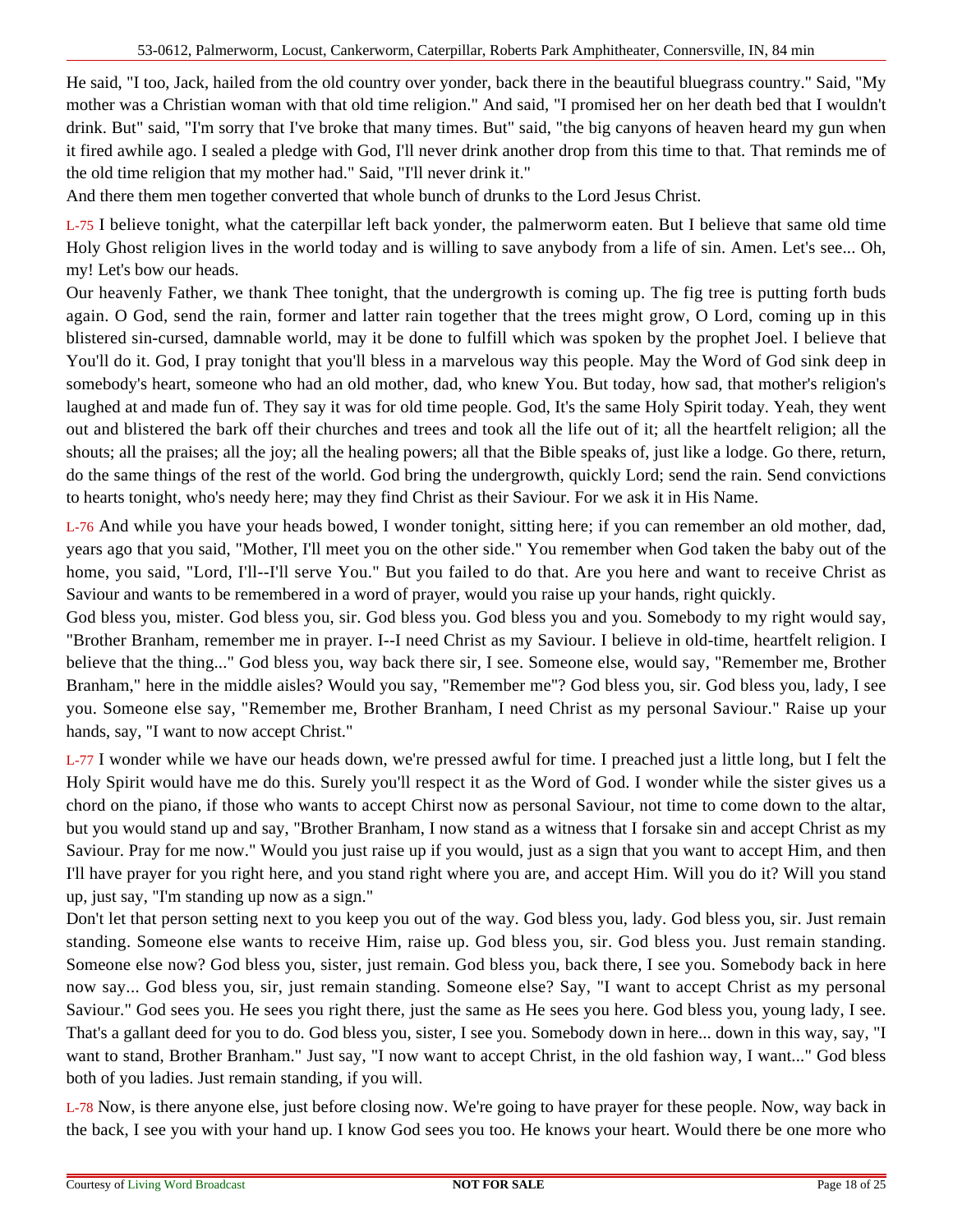He said, "I too, Jack, hailed from the old country over yonder, back there in the beautiful bluegrass country." Said, "My mother was a Christian woman with that old time religion." And said, "I promised her on her death bed that I wouldn't drink. But" said, "I'm sorry that I've broke that many times. But" said, "the big canyons of heaven heard my gun when it fired awhile ago. I sealed a pledge with God, I'll never drink another drop from this time to that. That reminds me of the old time religion that my mother had." Said, "I'll never drink it."

And there them men together converted that whole bunch of drunks to the Lord Jesus Christ.

L-75 I believe tonight, what the caterpillar left back yonder, the palmerworm eaten. But I believe that same old time Holy Ghost religion lives in the world today and is willing to save anybody from a life of sin. Amen. Let's see... Oh, my! Let's bow our heads.

Our heavenly Father, we thank Thee tonight, that the undergrowth is coming up. The fig tree is putting forth buds again. O God, send the rain, former and latter rain together that the trees might grow, O Lord, coming up in this blistered sin-cursed, damnable world, may it be done to fulfill which was spoken by the prophet Joel. I believe that You'll do it. God, I pray tonight that you'll bless in a marvelous way this people. May the Word of God sink deep in somebody's heart, someone who had an old mother, dad, who knew You. But today, how sad, that mother's religion's laughed at and made fun of. They say it was for old time people. God, It's the same Holy Spirit today. Yeah, they went out and blistered the bark off their churches and trees and took all the life out of it; all the heartfelt religion; all the shouts; all the praises; all the joy; all the healing powers; all that the Bible speaks of, just like a lodge. Go there, return, do the same things of the rest of the world. God bring the undergrowth, quickly Lord; send the rain. Send convictions to hearts tonight, who's needy here; may they find Christ as their Saviour. For we ask it in His Name.

L-76 And while you have your heads bowed, I wonder tonight, sitting here; if you can remember an old mother, dad, years ago that you said, "Mother, I'll meet you on the other side." You remember when God taken the baby out of the home, you said, "Lord, I'll--I'll serve You." But you failed to do that. Are you here and want to receive Christ as Saviour and wants to be remembered in a word of prayer, would you raise up your hands, right quickly.

God bless you, mister. God bless you, sir. God bless you. God bless you and you. Somebody to my right would say, "Brother Branham, remember me in prayer. I--I need Christ as my Saviour. I believe in old-time, heartfelt religion. I believe that the thing..." God bless you, way back there sir, I see. Someone else, would say, "Remember me, Brother Branham," here in the middle aisles? Would you say, "Remember me"? God bless you, sir. God bless you, lady, I see you. Someone else say, "Remember me, Brother Branham, I need Christ as my personal Saviour." Raise up your hands, say, "I want to now accept Christ."

L-77 I wonder while we have our heads down, we're pressed awful for time. I preached just a little long, but I felt the Holy Spirit would have me do this. Surely you'll respect it as the Word of God. I wonder while the sister gives us a chord on the piano, if those who wants to accept Chirst now as personal Saviour, not time to come down to the altar, but you would stand up and say, "Brother Branham, I now stand as a witness that I forsake sin and accept Christ as my Saviour. Pray for me now." Would you just raise up if you would, just as a sign that you want to accept Him, and then I'll have prayer for you right here, and you stand right where you are, and accept Him. Will you do it? Will you stand up, just say, "I'm standing up now as a sign."

Don't let that person setting next to you keep you out of the way. God bless you, lady. God bless you, sir. Just remain standing. Someone else wants to receive Him, raise up. God bless you, sir. God bless you. Just remain standing. Someone else now? God bless you, sister, just remain. God bless you, back there, I see you. Somebody back in here now say... God bless you, sir, just remain standing. Someone else? Say, "I want to accept Christ as my personal Saviour." God sees you. He sees you right there, just the same as He sees you here. God bless you, young lady, I see. That's a gallant deed for you to do. God bless you, sister, I see you. Somebody down in here... down in this way, say, "I want to stand, Brother Branham." Just say, "I now want to accept Christ, in the old fashion way, I want..." God bless both of you ladies. Just remain standing, if you will.

L-78 Now, is there anyone else, just before closing now. We're going to have prayer for these people. Now, way back in the back, I see you with your hand up. I know God sees you too. He knows your heart. Would there be one more who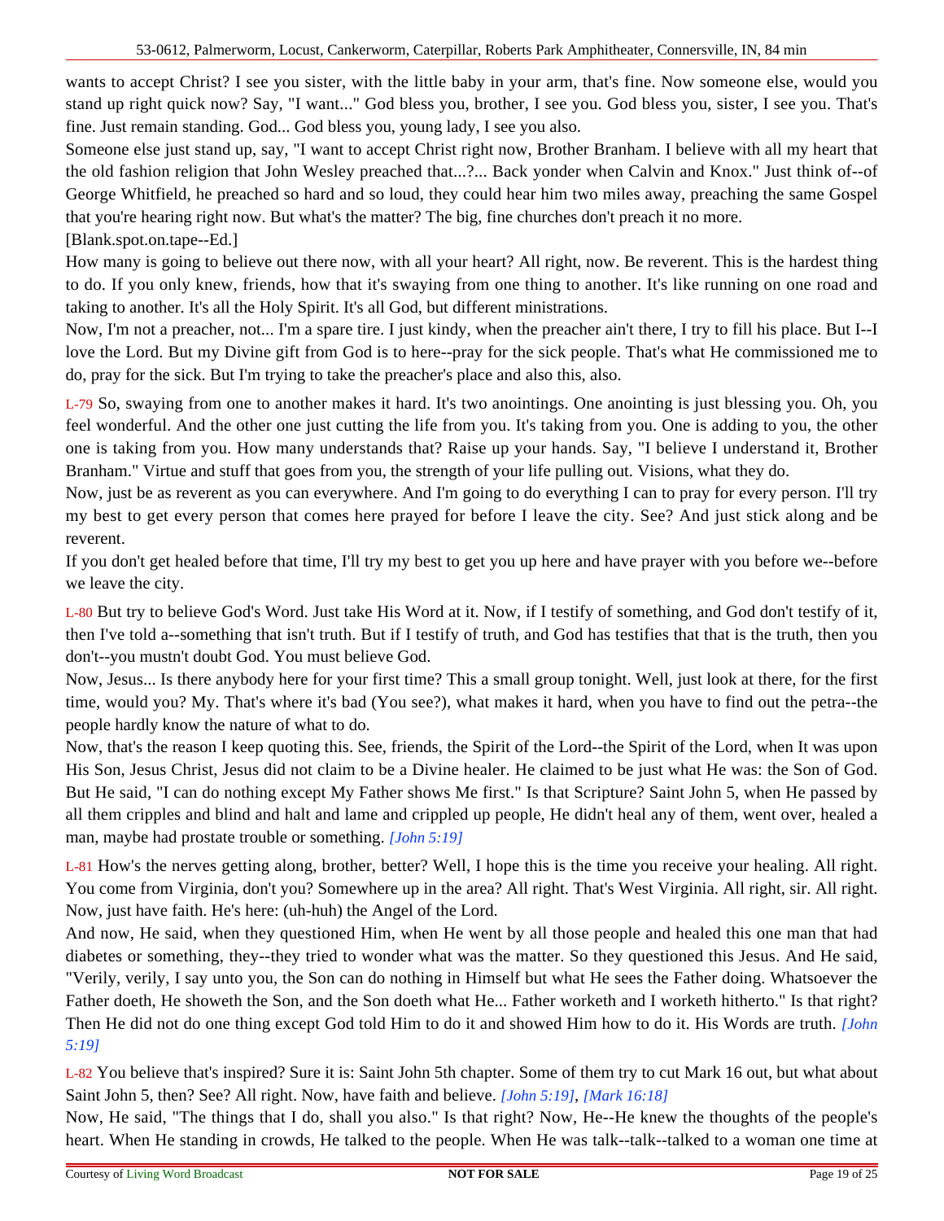wants to accept Christ? I see you sister, with the little baby in your arm, that's fine. Now someone else, would you stand up right quick now? Say, "I want..." God bless you, brother, I see you. God bless you, sister, I see you. That's fine. Just remain standing. God... God bless you, young lady, I see you also.

Someone else just stand up, say, "I want to accept Christ right now, Brother Branham. I believe with all my heart that the old fashion religion that John Wesley preached that...?... Back yonder when Calvin and Knox." Just think of--of George Whitfield, he preached so hard and so loud, they could hear him two miles away, preaching the same Gospel that you're hearing right now. But what's the matter? The big, fine churches don't preach it no more.

[Blank.spot.on.tape--Ed.]

How many is going to believe out there now, with all your heart? All right, now. Be reverent. This is the hardest thing to do. If you only knew, friends, how that it's swaying from one thing to another. It's like running on one road and taking to another. It's all the Holy Spirit. It's all God, but different ministrations.

Now, I'm not a preacher, not... I'm a spare tire. I just kindy, when the preacher ain't there, I try to fill his place. But I--I love the Lord. But my Divine gift from God is to here--pray for the sick people. That's what He commissioned me to do, pray for the sick. But I'm trying to take the preacher's place and also this, also.

L-79 So, swaying from one to another makes it hard. It's two anointings. One anointing is just blessing you. Oh, you feel wonderful. And the other one just cutting the life from you. It's taking from you. One is adding to you, the other one is taking from you. How many understands that? Raise up your hands. Say, "I believe I understand it, Brother Branham." Virtue and stuff that goes from you, the strength of your life pulling out. Visions, what they do.

Now, just be as reverent as you can everywhere. And I'm going to do everything I can to pray for every person. I'll try my best to get every person that comes here prayed for before I leave the city. See? And just stick along and be reverent.

If you don't get healed before that time, I'll try my best to get you up here and have prayer with you before we--before we leave the city.

L-80 But try to believe God's Word. Just take His Word at it. Now, if I testify of something, and God don't testify of it, then I've told a--something that isn't truth. But if I testify of truth, and God has testifies that that is the truth, then you don't--you mustn't doubt God. You must believe God.

Now, Jesus... Is there anybody here for your first time? This a small group tonight. Well, just look at there, for the first time, would you? My. That's where it's bad (You see?), what makes it hard, when you have to find out the petra--the people hardly know the nature of what to do.

Now, that's the reason I keep quoting this. See, friends, the Spirit of the Lord--the Spirit of the Lord, when It was upon His Son, Jesus Christ, Jesus did not claim to be a Divine healer. He claimed to be just what He was: the Son of God. But He said, "I can do nothing except My Father shows Me first." Is that Scripture? Saint John 5, when He passed by all them cripples and blind and halt and lame and crippled up people, He didn't heal any of them, went over, healed a man, maybe had prostate trouble or something. *[John 5:19]*

L-81 How's the nerves getting along, brother, better? Well, I hope this is the time you receive your healing. All right. You come from Virginia, don't you? Somewhere up in the area? All right. That's West Virginia. All right, sir. All right. Now, just have faith. He's here: (uh-huh) the Angel of the Lord.

And now, He said, when they questioned Him, when He went by all those people and healed this one man that had diabetes or something, they--they tried to wonder what was the matter. So they questioned this Jesus. And He said, "Verily, verily, I say unto you, the Son can do nothing in Himself but what He sees the Father doing. Whatsoever the Father doeth, He showeth the Son, and the Son doeth what He... Father worketh and I worketh hitherto." Is that right? Then He did not do one thing except God told Him to do it and showed Him how to do it. His Words are truth. *[John 5:19]*

L-82 You believe that's inspired? Sure it is: Saint John 5th chapter. Some of them try to cut Mark 16 out, but what about Saint John 5, then? See? All right. Now, have faith and believe. *[John 5:19]*, *[Mark 16:18]*

Now, He said, "The things that I do, shall you also." Is that right? Now, He--He knew the thoughts of the people's heart. When He standing in crowds, He talked to the people. When He was talk--talk--talked to a woman one time at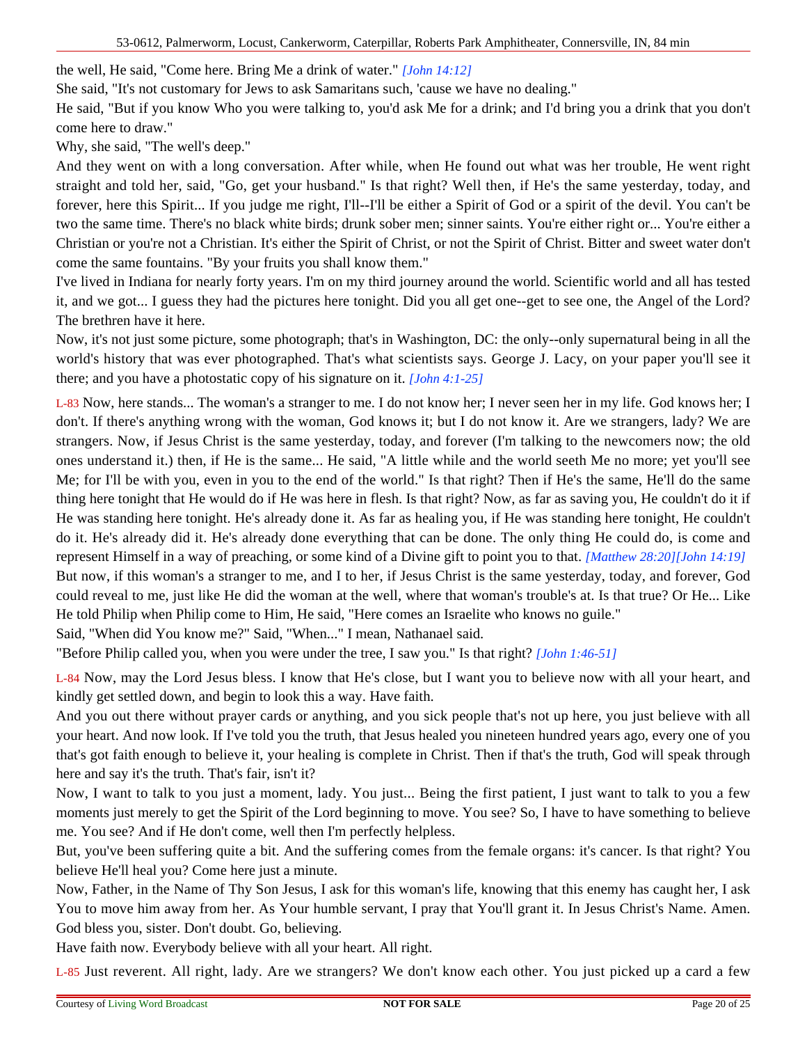the well, He said, "Come here. Bring Me a drink of water." [John 14:12]

She said, "It's not customary for Jews to ask Samaritans such, 'cause we have no dealing."

He said, "But if you know Who you were talking to, you'd ask Me for a drink; and I'd bring you a drink that you don't come here to draw."

Why, she said, "The well's deep."

And they went on with a long conversation. After while, when He found out what was her trouble, He went right straight and told her, said, "Go, get your husband." Is that right? Well then, if He's the same yesterday, today, and forever, here this Spirit... If you judge me right, I'll--I'll be either a Spirit of God or a spirit of the devil. You can't be two the same time. There's no black white birds; drunk sober men; sinner saints. You're either right or... You're either a Christian or you're not a Christian. It's either the Spirit of Christ, or not the Spirit of Christ. Bitter and sweet water don't come the same fountains. "By your fruits you shall know them."

I've lived in Indiana for nearly forty years. I'm on my third journey around the world. Scientific world and all has tested it, and we got... I guess they had the pictures here tonight. Did you all get one--get to see one, the Angel of the Lord? The brethren have it here.

Now, it's not just some picture, some photograph; that's in Washington, DC: the only--only supernatural being in all the world's history that was ever photographed. That's what scientists says. George J. Lacy, on your paper you'll see it there; and you have a photostatic copy of his signature on it. [John 4:1-25]

L-83 Now, here stands... The woman's a stranger to me. I do not know her; I never seen her in my life. God knows her; I don't. If there's anything wrong with the woman, God knows it; but I do not know it. Are we strangers, lady? We are strangers. Now, if Jesus Christ is the same yesterday, today, and forever (I'm talking to the newcomers now; the old ones understand it.) then, if He is the same... He said, "A little while and the world seeth Me no more; yet you'll see Me; for I'll be with you, even in you to the end of the world." Is that right? Then if He's the same, He'll do the same thing here tonight that He would do if He was here in flesh. Is that right? Now, as far as saving you, He couldn't do it if He was standing here tonight. He's already done it. As far as healing you, if He was standing here tonight, He couldn't do it. He's already did it. He's already done everything that can be done. The only thing He could do, is come and represent Himself in a way of preaching, or some kind of a Divine gift to point you to that. [Matthew 28:20][John 14:19]

But now, if this woman's a stranger to me, and I to her, if Jesus Christ is the same yesterday, today, and forever, God could reveal to me, just like He did the woman at the well, where that woman's trouble's at. Is that true? Or He... Like He told Philip when Philip come to Him, He said, "Here comes an Israelite who knows no guile."

Said, "When did You know me?" Said, "When..." I mean, Nathanael said.

"Before Philip called you, when you were under the tree, I saw you." Is that right? [John 1:46-51]

L-84 Now, may the Lord Jesus bless. I know that He's close, but I want you to believe now with all your heart, and kindly get settled down, and begin to look this a way. Have faith.

And you out there without prayer cards or anything, and you sick people that's not up here, you just believe with all your heart. And now look. If I've told you the truth, that Jesus healed you nineteen hundred years ago, every one of you that's got faith enough to believe it, your healing is complete in Christ. Then if that's the truth, God will speak through here and say it's the truth. That's fair, isn't it?

Now, I want to talk to you just a moment, lady. You just... Being the first patient, I just want to talk to you a few moments just merely to get the Spirit of the Lord beginning to move. You see? So, I have to have something to believe me. You see? And if He don't come, well then I'm perfectly helpless.

But, you've been suffering quite a bit. And the suffering comes from the female organs: it's cancer. Is that right? You believe He'll heal you? Come here just a minute.

Now, Father, in the Name of Thy Son Jesus, I ask for this woman's life, knowing that this enemy has caught her, I ask You to move him away from her. As Your humble servant, I pray that You'll grant it. In Jesus Christ's Name. Amen. God bless you, sister. Don't doubt. Go, believing.

Have faith now. Everybody believe with all your heart. All right.

L-85 Just reverent. All right, lady. Are we strangers? We don't know each other. You just picked up a card a few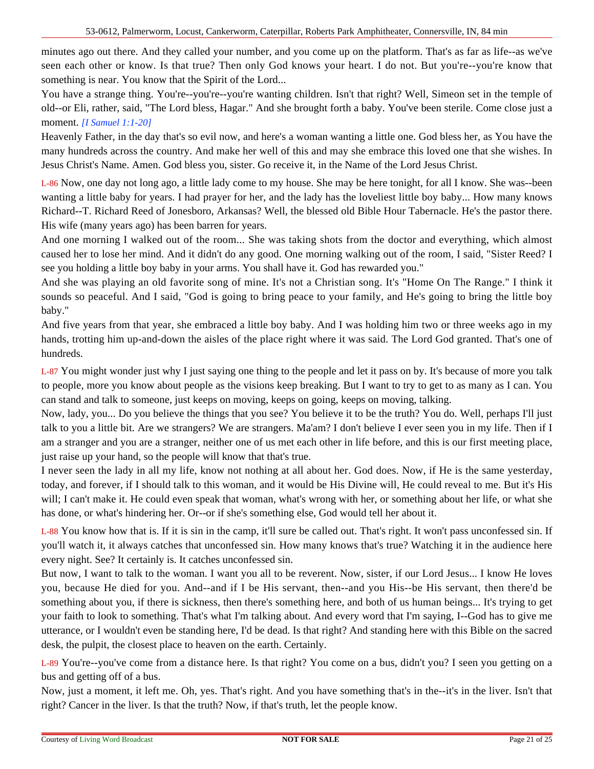minutes ago out there. And they called your number, and you come up on the platform. That's as far as life--as we've seen each other or know. Is that true? Then only God knows your heart. I do not. But you're--you're know that something is near. You know that the Spirit of the Lord...

You have a strange thing. You're--you're--you're wanting children. Isn't that right? Well, Simeon set in the temple of old--or Eli, rather, said, "The Lord bless, Hagar." And she brought forth a baby. You've been sterile. Come close just a moment. *[I Samuel 1:1-20]*

Heavenly Father, in the day that's so evil now, and here's a woman wanting a little one. God bless her, as You have the many hundreds across the country. And make her well of this and may she embrace this loved one that she wishes. In Jesus Christ's Name. Amen. God bless you, sister. Go receive it, in the Name of the Lord Jesus Christ.

L-86 Now, one day not long ago, a little lady come to my house. She may be here tonight, for all I know. She was--been wanting a little baby for years. I had prayer for her, and the lady has the loveliest little boy baby... How many knows Richard--T. Richard Reed of Jonesboro, Arkansas? Well, the blessed old Bible Hour Tabernacle. He's the pastor there. His wife (many years ago) has been barren for years.

And one morning I walked out of the room... She was taking shots from the doctor and everything, which almost caused her to lose her mind. And it didn't do any good. One morning walking out of the room, I said, "Sister Reed? I see you holding a little boy baby in your arms. You shall have it. God has rewarded you."

And she was playing an old favorite song of mine. It's not a Christian song. It's "Home On The Range." I think it sounds so peaceful. And I said, "God is going to bring peace to your family, and He's going to bring the little boy baby."

And five years from that year, she embraced a little boy baby. And I was holding him two or three weeks ago in my hands, trotting him up-and-down the aisles of the place right where it was said. The Lord God granted. That's one of hundreds.

L-87 You might wonder just why I just saying one thing to the people and let it pass on by. It's because of more you talk to people, more you know about people as the visions keep breaking. But I want to try to get to as many as I can. You can stand and talk to someone, just keeps on moving, keeps on going, keeps on moving, talking.

Now, lady, you... Do you believe the things that you see? You believe it to be the truth? You do. Well, perhaps I'll just talk to you a little bit. Are we strangers? We are strangers. Ma'am? I don't believe I ever seen you in my life. Then if I am a stranger and you are a stranger, neither one of us met each other in life before, and this is our first meeting place, just raise up your hand, so the people will know that that's true.

I never seen the lady in all my life, know not nothing at all about her. God does. Now, if He is the same yesterday, today, and forever, if I should talk to this woman, and it would be His Divine will, He could reveal to me. But it's His will; I can't make it. He could even speak that woman, what's wrong with her, or something about her life, or what she has done, or what's hindering her. Or--or if she's something else, God would tell her about it.

L-88 You know how that is. If it is sin in the camp, it'll sure be called out. That's right. It won't pass unconfessed sin. If you'll watch it, it always catches that unconfessed sin. How many knows that's true? Watching it in the audience here every night. See? It certainly is. It catches unconfessed sin.

But now, I want to talk to the woman. I want you all to be reverent. Now, sister, if our Lord Jesus... I know He loves you, because He died for you. And--and if I be His servant, then--and you His--be His servant, then there'd be something about you, if there is sickness, then there's something here, and both of us human beings... It's trying to get your faith to look to something. That's what I'm talking about. And every word that I'm saying, I--God has to give me utterance, or I wouldn't even be standing here, I'd be dead. Is that right? And standing here with this Bible on the sacred desk, the pulpit, the closest place to heaven on the earth. Certainly.

L-89 You're--you've come from a distance here. Is that right? You come on a bus, didn't you? I seen you getting on a bus and getting off of a bus.

Now, just a moment, it left me. Oh, yes. That's right. And you have something that's in the--it's in the liver. Isn't that right? Cancer in the liver. Is that the truth? Now, if that's truth, let the people know.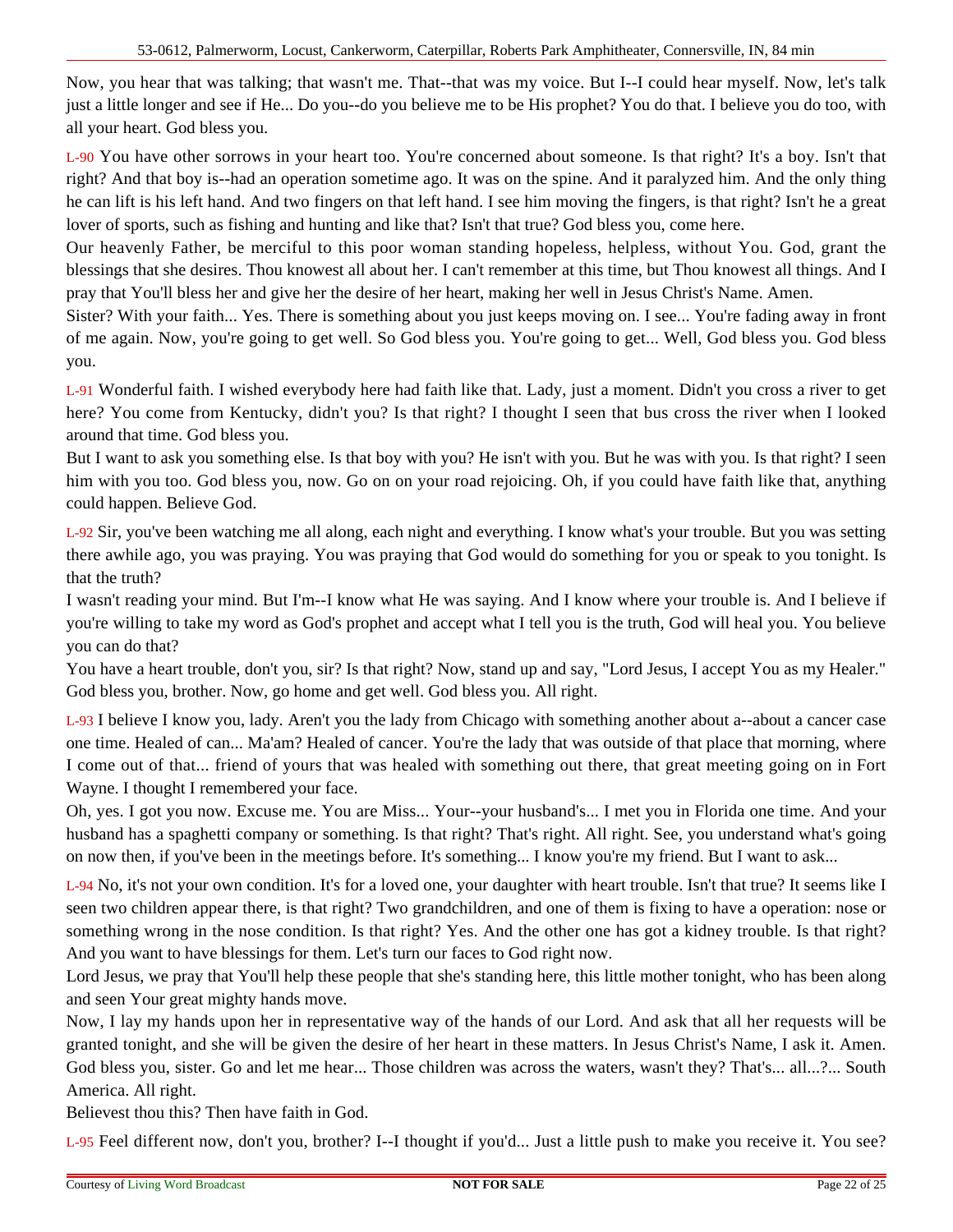Now, you hear that was talking; that wasn't me. That--that was my voice. But I--I could hear myself. Now, let's talk just a little longer and see if He... Do you--do you believe me to be His prophet? You do that. I believe you do too, with all your heart. God bless you.

L-90 You have other sorrows in your heart too. You're concerned about someone. Is that right? It's a boy. Isn't that right? And that boy is--had an operation sometime ago. It was on the spine. And it paralyzed him. And the only thing he can lift is his left hand. And two fingers on that left hand. I see him moving the fingers, is that right? Isn't he a great lover of sports, such as fishing and hunting and like that? Isn't that true? God bless you, come here.

Our heavenly Father, be merciful to this poor woman standing hopeless, helpless, without You. God, grant the blessings that she desires. Thou knowest all about her. I can't remember at this time, but Thou knowest all things. And I pray that You'll bless her and give her the desire of her heart, making her well in Jesus Christ's Name. Amen.

Sister? With your faith... Yes. There is something about you just keeps moving on. I see... You're fading away in front of me again. Now, you're going to get well. So God bless you. You're going to get... Well, God bless you. God bless you.

L-91 Wonderful faith. I wished everybody here had faith like that. Lady, just a moment. Didn't you cross a river to get here? You come from Kentucky, didn't you? Is that right? I thought I seen that bus cross the river when I looked around that time. God bless you.

But I want to ask you something else. Is that boy with you? He isn't with you. But he was with you. Is that right? I seen him with you too. God bless you, now. Go on on your road rejoicing. Oh, if you could have faith like that, anything could happen. Believe God.

L-92 Sir, you've been watching me all along, each night and everything. I know what's your trouble. But you was setting there awhile ago, you was praying. You was praying that God would do something for you or speak to you tonight. Is that the truth?

I wasn't reading your mind. But I'm--I know what He was saying. And I know where your trouble is. And I believe if you're willing to take my word as God's prophet and accept what I tell you is the truth, God will heal you. You believe you can do that?

You have a heart trouble, don't you, sir? Is that right? Now, stand up and say, "Lord Jesus, I accept You as my Healer." God bless you, brother. Now, go home and get well. God bless you. All right.

L-93 I believe I know you, lady. Aren't you the lady from Chicago with something another about a--about a cancer case one time. Healed of can... Ma'am? Healed of cancer. You're the lady that was outside of that place that morning, where I come out of that... friend of yours that was healed with something out there, that great meeting going on in Fort Wayne. I thought I remembered your face.

Oh, yes. I got you now. Excuse me. You are Miss... Your--your husband's... I met you in Florida one time. And your husband has a spaghetti company or something. Is that right? That's right. All right. See, you understand what's going on now then, if you've been in the meetings before. It's something... I know you're my friend. But I want to ask...

L-94 No, it's not your own condition. It's for a loved one, your daughter with heart trouble. Isn't that true? It seems like I seen two children appear there, is that right? Two grandchildren, and one of them is fixing to have a operation: nose or something wrong in the nose condition. Is that right? Yes. And the other one has got a kidney trouble. Is that right? And you want to have blessings for them. Let's turn our faces to God right now.

Lord Jesus, we pray that You'll help these people that she's standing here, this little mother tonight, who has been along and seen Your great mighty hands move.

Now, I lay my hands upon her in representative way of the hands of our Lord. And ask that all her requests will be granted tonight, and she will be given the desire of her heart in these matters. In Jesus Christ's Name, I ask it. Amen. God bless you, sister. Go and let me hear... Those children was across the waters, wasn't they? That's... all...?... South America. All right.

Believest thou this? Then have faith in God.

L-95 Feel different now, don't you, brother? I--I thought if you'd... Just a little push to make you receive it. You see?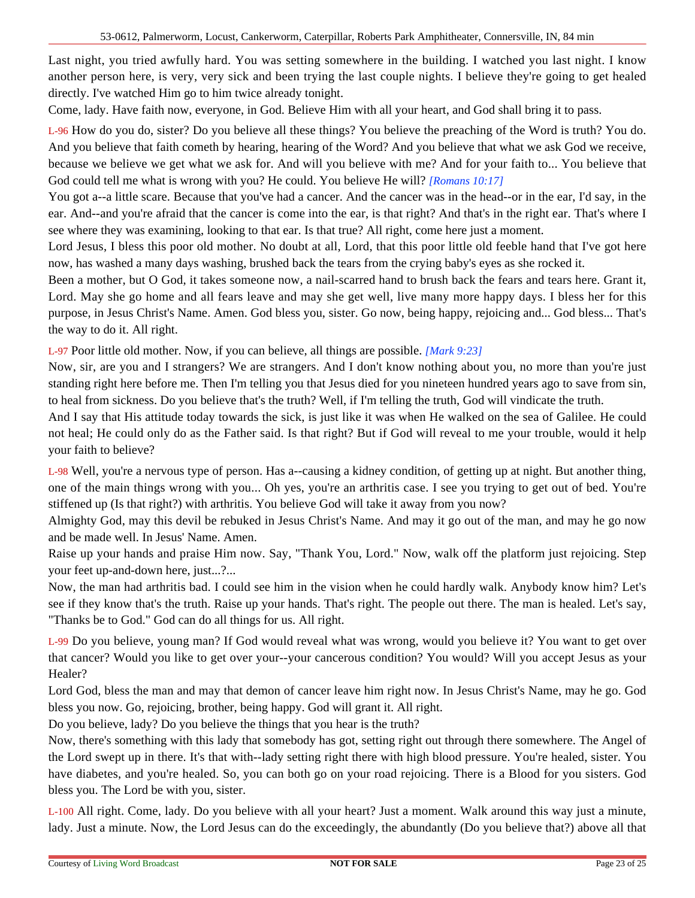Last night, you tried awfully hard. You was setting somewhere in the building. I watched you last night. I know another person here, is very, very sick and been trying the last couple nights. I believe they're going to get healed directly. I've watched Him go to him twice already tonight.

Come, lady. Have faith now, everyone, in God. Believe Him with all your heart, and God shall bring it to pass.

L-96 How do you do, sister? Do you believe all these things? You believe the preaching of the Word is truth? You do. And you believe that faith cometh by hearing, hearing of the Word? And you believe that what we ask God we receive, because we believe we get what we ask for. And will you believe with me? And for your faith to... You believe that God could tell me what is wrong with you? He could. You believe He will? *[Romans 10:17]*

You got a--a little scare. Because that you've had a cancer. And the cancer was in the head--or in the ear, I'd say, in the ear. And--and you're afraid that the cancer is come into the ear, is that right? And that's in the right ear. That's where I see where they was examining, looking to that ear. Is that true? All right, come here just a moment.

Lord Jesus, I bless this poor old mother. No doubt at all, Lord, that this poor little old feeble hand that I've got here now, has washed a many days washing, brushed back the tears from the crying baby's eyes as she rocked it.

Been a mother, but O God, it takes someone now, a nail-scarred hand to brush back the fears and tears here. Grant it, Lord. May she go home and all fears leave and may she get well, live many more happy days. I bless her for this purpose, in Jesus Christ's Name. Amen. God bless you, sister. Go now, being happy, rejoicing and... God bless... That's the way to do it. All right.

L-97 Poor little old mother. Now, if you can believe, all things are possible. *[Mark 9:23]*

Now, sir, are you and I strangers? We are strangers. And I don't know nothing about you, no more than you're just standing right here before me. Then I'm telling you that Jesus died for you nineteen hundred years ago to save from sin, to heal from sickness. Do you believe that's the truth? Well, if I'm telling the truth, God will vindicate the truth.

And I say that His attitude today towards the sick, is just like it was when He walked on the sea of Galilee. He could not heal; He could only do as the Father said. Is that right? But if God will reveal to me your trouble, would it help your faith to believe?

L-98 Well, you're a nervous type of person. Has a--causing a kidney condition, of getting up at night. But another thing, one of the main things wrong with you... Oh yes, you're an arthritis case. I see you trying to get out of bed. You're stiffened up (Is that right?) with arthritis. You believe God will take it away from you now?

Almighty God, may this devil be rebuked in Jesus Christ's Name. And may it go out of the man, and may he go now and be made well. In Jesus' Name. Amen.

Raise up your hands and praise Him now. Say, "Thank You, Lord." Now, walk off the platform just rejoicing. Step your feet up-and-down here, just...?...

Now, the man had arthritis bad. I could see him in the vision when he could hardly walk. Anybody know him? Let's see if they know that's the truth. Raise up your hands. That's right. The people out there. The man is healed. Let's say, "Thanks be to God." God can do all things for us. All right.

L-99 Do you believe, young man? If God would reveal what was wrong, would you believe it? You want to get over that cancer? Would you like to get over your--your cancerous condition? You would? Will you accept Jesus as your Healer?

Lord God, bless the man and may that demon of cancer leave him right now. In Jesus Christ's Name, may he go. God bless you now. Go, rejoicing, brother, being happy. God will grant it. All right.

Do you believe, lady? Do you believe the things that you hear is the truth?

Now, there's something with this lady that somebody has got, setting right out through there somewhere. The Angel of the Lord swept up in there. It's that with--lady setting right there with high blood pressure. You're healed, sister. You have diabetes, and you're healed. So, you can both go on your road rejoicing. There is a Blood for you sisters. God bless you. The Lord be with you, sister.

L-100 All right. Come, lady. Do you believe with all your heart? Just a moment. Walk around this way just a minute, lady. Just a minute. Now, the Lord Jesus can do the exceedingly, the abundantly (Do you believe that?) above all that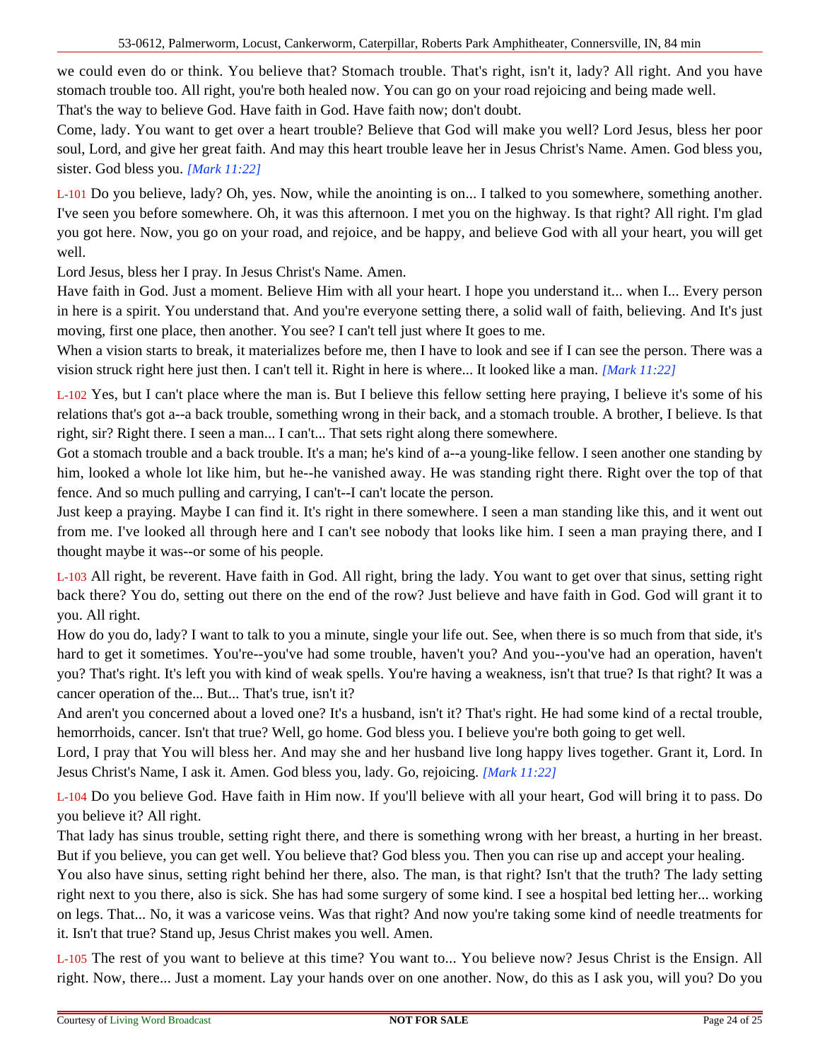we could even do or think. You believe that? Stomach trouble. That's right, isn't it, lady? All right. And you have stomach trouble too. All right, you're both healed now. You can go on your road rejoicing and being made well.
That's the way to believe God. Have faith in God. Have faith now; don't doubt.

Come, lady. You want to get over a heart trouble? Believe that God will make you well? Lord Jesus, bless her poor soul, Lord, and give her great faith. And may this heart trouble leave her in Jesus Christ's Name. Amen. God bless you, sister. God bless you. *[Mark 11:22]*

L-101 Do you believe, lady? Oh, yes. Now, while the anointing is on... I talked to you somewhere, something another. I've seen you before somewhere. Oh, it was this afternoon. I met you on the highway. Is that right? All right. I'm glad you got here. Now, you go on your road, and rejoice, and be happy, and believe God with all your heart, you will get well.

Lord Jesus, bless her I pray. In Jesus Christ's Name. Amen.

Have faith in God. Just a moment. Believe Him with all your heart. I hope you understand it... when I... Every person in here is a spirit. You understand that. And you're everyone setting there, a solid wall of faith, believing. And It's just moving, first one place, then another. You see? I can't tell just where It goes to me.

When a vision starts to break, it materializes before me, then I have to look and see if I can see the person. There was a vision struck right here just then. I can't tell it. Right in here is where... It looked like a man. *[Mark 11:22]*

L-102 Yes, but I can't place where the man is. But I believe this fellow setting here praying, I believe it's some of his relations that's got a--a back trouble, something wrong in their back, and a stomach trouble. A brother, I believe. Is that right, sir? Right there. I seen a man... I can't... That sets right along there somewhere.

Got a stomach trouble and a back trouble. It's a man; he's kind of a--a young-like fellow. I seen another one standing by him, looked a whole lot like him, but he--he vanished away. He was standing right there. Right over the top of that fence. And so much pulling and carrying, I can't--I can't locate the person.

Just keep a praying. Maybe I can find it. It's right in there somewhere. I seen a man standing like this, and it went out from me. I've looked all through here and I can't see nobody that looks like him. I seen a man praying there, and I thought maybe it was--or some of his people.

L-103 All right, be reverent. Have faith in God. All right, bring the lady. You want to get over that sinus, setting right back there? You do, setting out there on the end of the row? Just believe and have faith in God. God will grant it to you. All right.

How do you do, lady? I want to talk to you a minute, single your life out. See, when there is so much from that side, it's hard to get it sometimes. You're--you've had some trouble, haven't you? And you--you've had an operation, haven't you? That's right. It's left you with kind of weak spells. You're having a weakness, isn't that true? Is that right? It was a cancer operation of the... But... That's true, isn't it?

And aren't you concerned about a loved one? It's a husband, isn't it? That's right. He had some kind of a rectal trouble, hemorrhoids, cancer. Isn't that true? Well, go home. God bless you. I believe you're both going to get well.

Lord, I pray that You will bless her. And may she and her husband live long happy lives together. Grant it, Lord. In Jesus Christ's Name, I ask it. Amen. God bless you, lady. Go, rejoicing. *[Mark 11:22]*

L-104 Do you believe God. Have faith in Him now. If you'll believe with all your heart, God will bring it to pass. Do you believe it? All right.

That lady has sinus trouble, setting right there, and there is something wrong with her breast, a hurting in her breast. But if you believe, you can get well. You believe that? God bless you. Then you can rise up and accept your healing.

You also have sinus, setting right behind her there, also. The man, is that right? Isn't that the truth? The lady setting right next to you there, also is sick. She has had some surgery of some kind. I see a hospital bed letting her... working on legs. That... No, it was a varicose veins. Was that right? And now you're taking some kind of needle treatments for it. Isn't that true? Stand up, Jesus Christ makes you well. Amen.

L-105 The rest of you want to believe at this time? You want to... You believe now? Jesus Christ is the Ensign. All right. Now, there... Just a moment. Lay your hands over on one another. Now, do this as I ask you, will you? Do you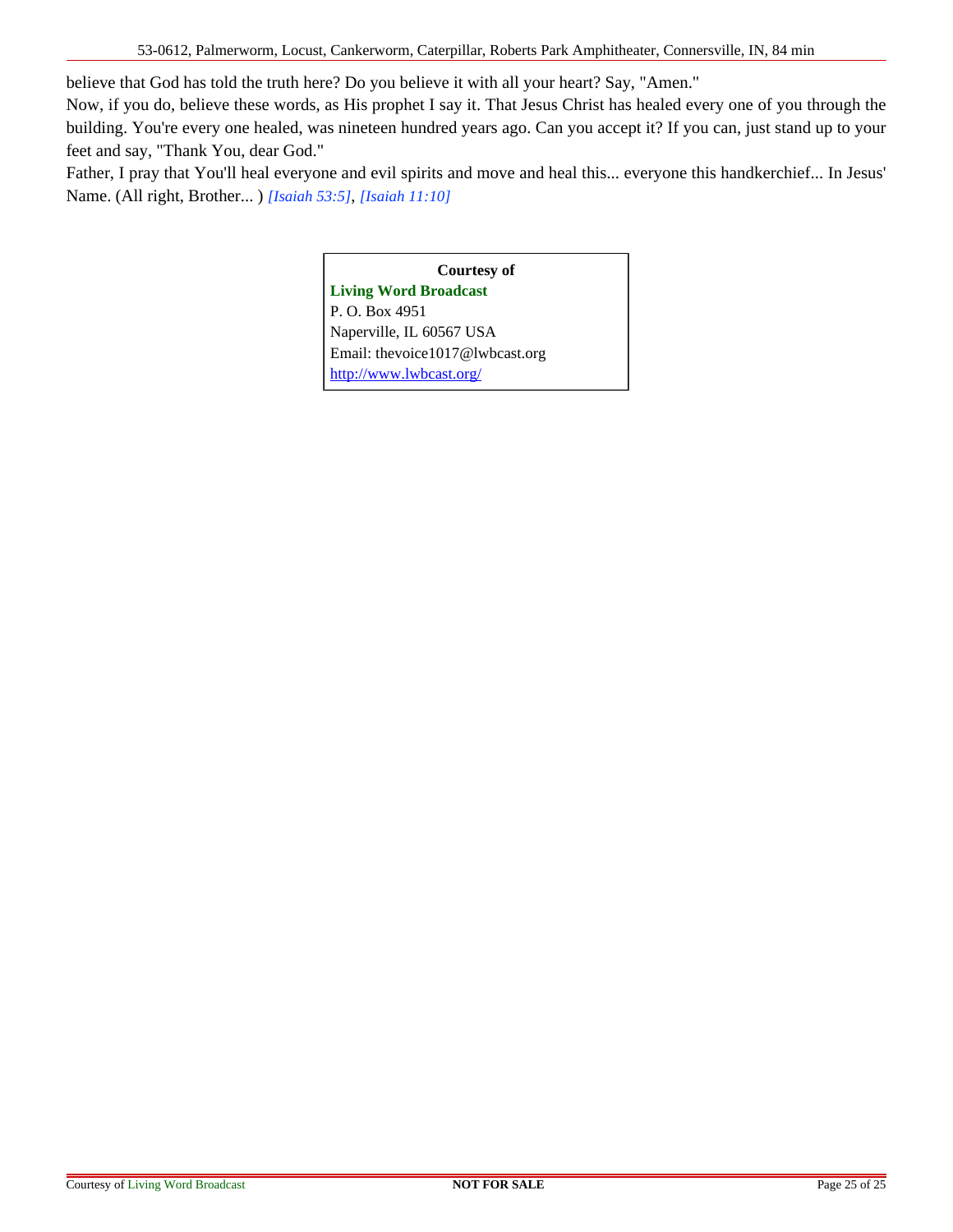believe that God has told the truth here? Do you believe it with all your heart? Say, "Amen."

Now, if you do, believe these words, as His prophet I say it. That Jesus Christ has healed every one of you through the building. You're every one healed, was nineteen hundred years ago. Can you accept it? If you can, just stand up to your feet and say, "Thank You, dear God."

Father, I pray that You'll heal everyone and evil spirits and move and heal this... everyone this handkerchief... In Jesus' Name. (All right, Brother... ) *[Isaiah 53:5]*, *[Isaiah 11:10]*

**Courtesy of**
**Living Word Broadcast**
P. O. Box 4951
Naperville, IL 60567 USA
Email: thevoice1017@lwbcast.org
http://www.lwbcast.org/